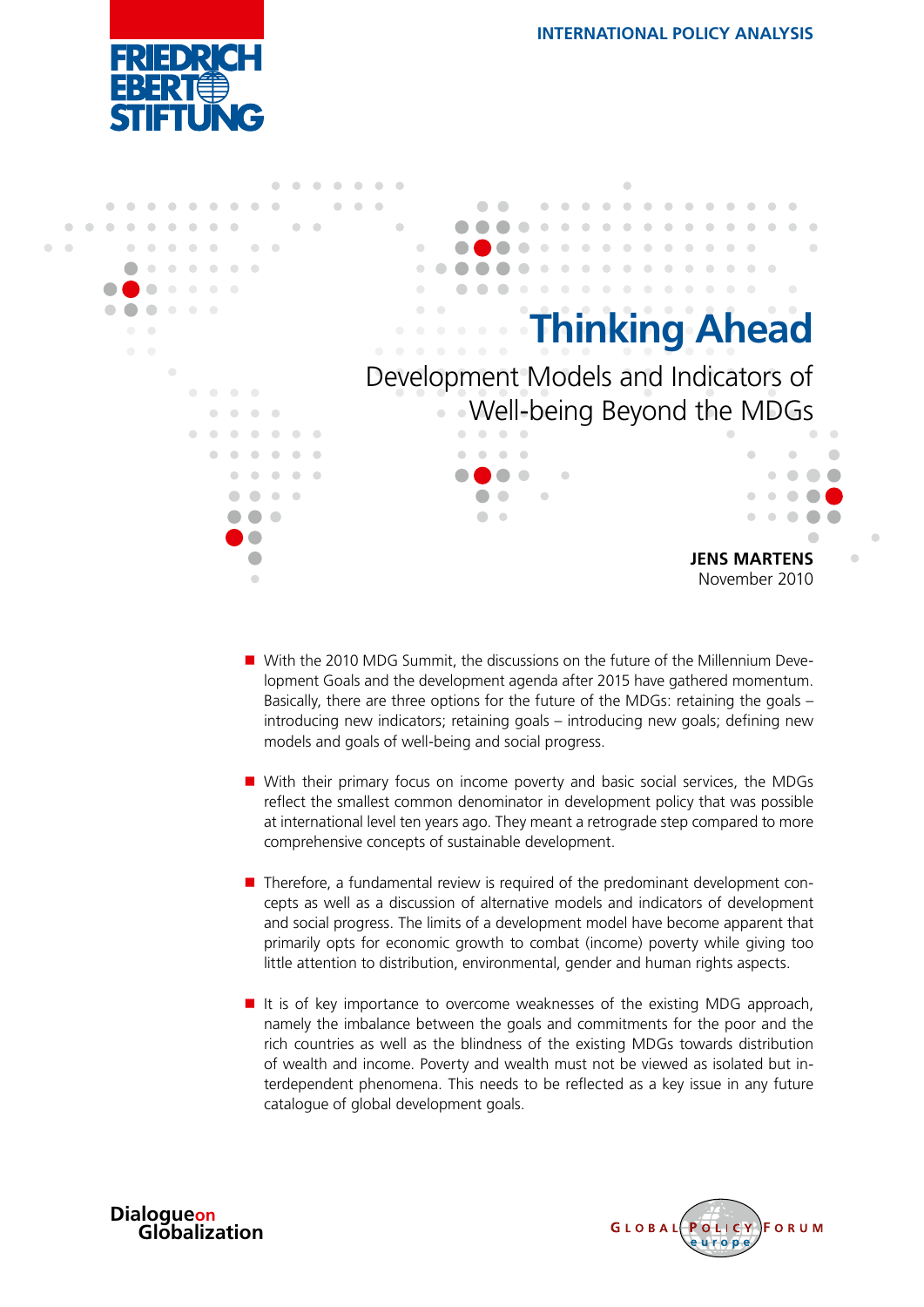FRIEDRICH EBERT STIFTUNG

INTERNATIONAL POLICY ANALYSIS

# Thinking Ahead

## Development Models and Indicators of Well-being Beyond the MDGs

**JENS MARTENS**
November 2010

- With the 2010 MDG Summit, the discussions on the future of the Millennium Development Goals and the development agenda after 2015 have gathered momentum. Basically, there are three options for the future of the MDGs: retaining the goals – introducing new indicators; retaining goals – introducing new goals; defining new models and goals of well-being and social progress.

- With their primary focus on income poverty and basic social services, the MDGs reflect the smallest common denominator in development policy that was possible at international level ten years ago. They meant a retrograde step compared to more comprehensive concepts of sustainable development.

- Therefore, a fundamental review is required of the predominant development concepts as well as a discussion of alternative models and indicators of development and social progress. The limits of a development model have become apparent that primarily opts for economic growth to combat (income) poverty while giving too little attention to distribution, environmental, gender and human rights aspects.

- It is of key importance to overcome weaknesses of the existing MDG approach, namely the imbalance between the goals and commitments for the poor and the rich countries as well as the blindness of the existing MDGs towards distribution of wealth and income. Poverty and wealth must not be viewed as isolated but interdependent phenomena. This needs to be reflected as a key issue in any future catalogue of global development goals.

Dialogue on Globalization

GLOBAL POLICY FORUM europe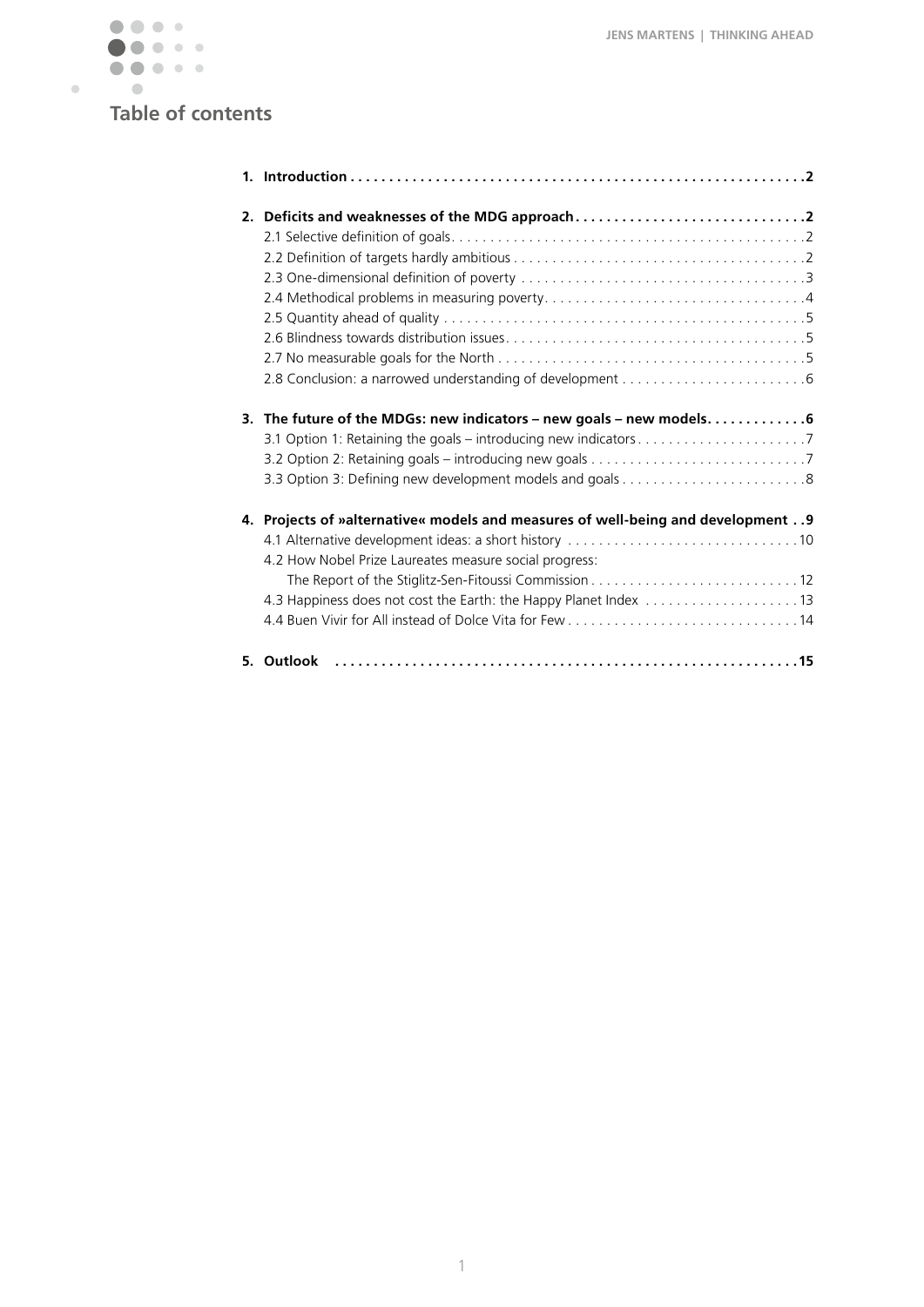## Table of contents

**1. Introduction . . . . . . . . . . . . . . . . . . . . . . . . . . . . . . . . . . . . . . . . . . . . . . . . . . . . . . . . . . .2**

**2. Deficits and weaknesses of the MDG approach . . . . . . . . . . . . . . . . . . . . . . . . . . . . . .2**

2.1 Selective definition of goals . . . . . . . . . . . . . . . . . . . . . . . . . . . . . . . . . . . . . . . . . . . . . .2

2.2 Definition of targets hardly ambitious . . . . . . . . . . . . . . . . . . . . . . . . . . . . . . . . . . . . . .2

2.3 One-dimensional definition of poverty . . . . . . . . . . . . . . . . . . . . . . . . . . . . . . . . . . . . .3

2.4 Methodical problems in measuring poverty . . . . . . . . . . . . . . . . . . . . . . . . . . . . . . . . . .4

2.5 Quantity ahead of quality . . . . . . . . . . . . . . . . . . . . . . . . . . . . . . . . . . . . . . . . . . . . . . .5

2.6 Blindness towards distribution issues . . . . . . . . . . . . . . . . . . . . . . . . . . . . . . . . . . . . . .5

2.7 No measurable goals for the North . . . . . . . . . . . . . . . . . . . . . . . . . . . . . . . . . . . . . . . .5

2.8 Conclusion: a narrowed understanding of development . . . . . . . . . . . . . . . . . . . . . . . .6

**3. The future of the MDGs: new indicators – new goals – new models . . . . . . . . . . . . .6**

3.1 Option 1: Retaining the goals – introducing new indicators . . . . . . . . . . . . . . . . . . . . . .7

3.2 Option 2: Retaining goals – introducing new goals . . . . . . . . . . . . . . . . . . . . . . . . . . . .7

3.3 Option 3: Defining new development models and goals . . . . . . . . . . . . . . . . . . . . . . . .8

**4. Projects of »alternative« models and measures of well-being and development . . 9**

4.1 Alternative development ideas: a short history . . . . . . . . . . . . . . . . . . . . . . . . . . . . . .10

4.2 How Nobel Prize Laureates measure social progress:
The Report of the Stiglitz-Sen-Fitoussi Commission . . . . . . . . . . . . . . . . . . . . . . . . . . .12

4.3 Happiness does not cost the Earth: the Happy Planet Index . . . . . . . . . . . . . . . . . . . .13

4.4 Buen Vivir for All instead of Dolce Vita for Few . . . . . . . . . . . . . . . . . . . . . . . . . . . . . .14

**5. Outlook . . . . . . . . . . . . . . . . . . . . . . . . . . . . . . . . . . . . . . . . . . . . . . . . . . . . . . . . . . . .15**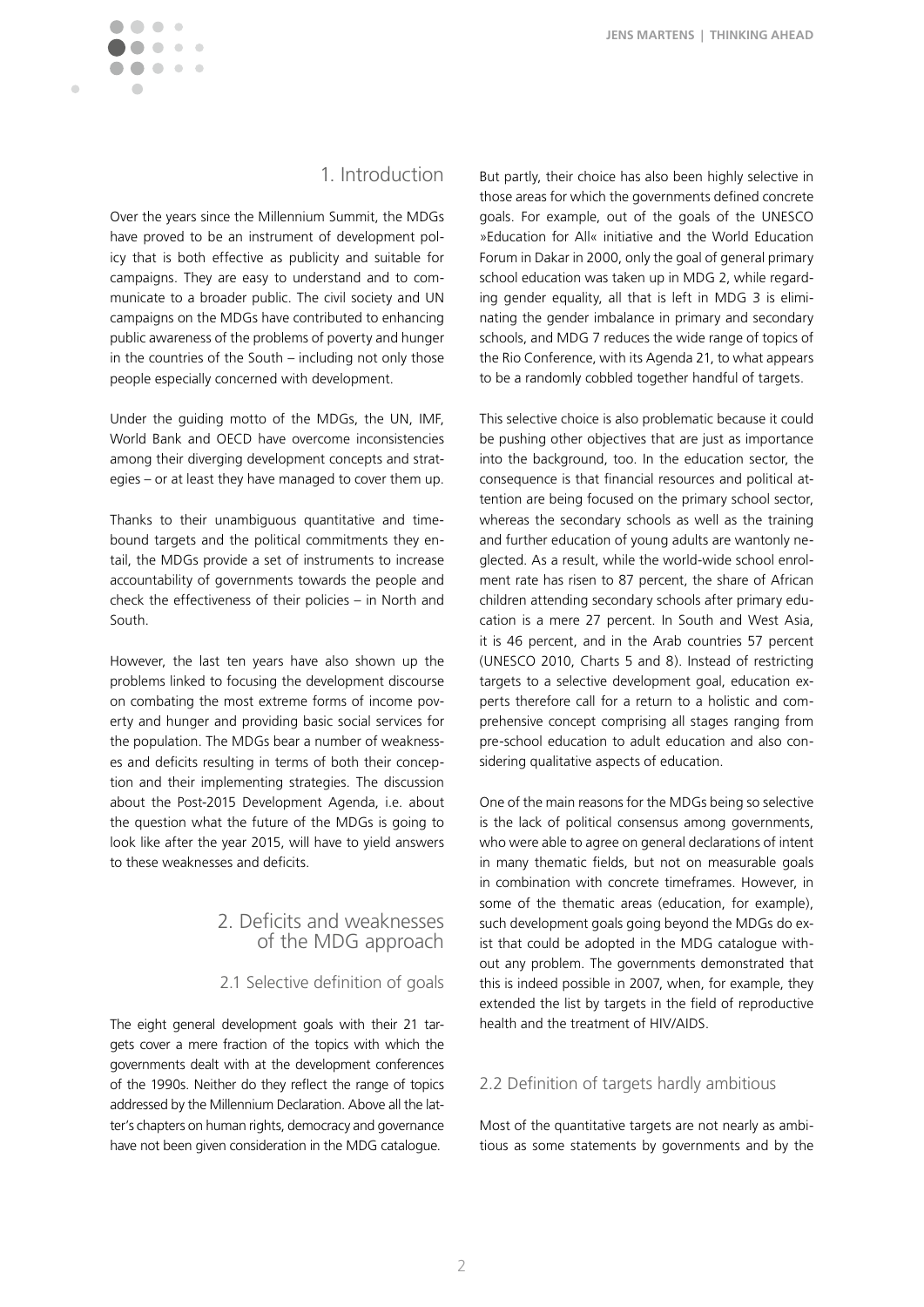## 1. Introduction

Over the years since the Millennium Summit, the MDGs have proved to be an instrument of development policy that is both effective as publicity and suitable for campaigns. They are easy to understand and to communicate to a broader public. The civil society and UN campaigns on the MDGs have contributed to enhancing public awareness of the problems of poverty and hunger in the countries of the South – including not only those people especially concerned with development.

Under the guiding motto of the MDGs, the UN, IMF, World Bank and OECD have overcome inconsistencies among their diverging development concepts and strategies – or at least they have managed to cover them up.

Thanks to their unambiguous quantitative and time-bound targets and the political commitments they entail, the MDGs provide a set of instruments to increase accountability of governments towards the people and check the effectiveness of their policies – in North and South.

However, the last ten years have also shown up the problems linked to focusing the development discourse on combating the most extreme forms of income poverty and hunger and providing basic social services for the population. The MDGs bear a number of weaknesses and deficits resulting in terms of both their conception and their implementing strategies. The discussion about the Post-2015 Development Agenda, i.e. about the question what the future of the MDGs is going to look like after the year 2015, will have to yield answers to these weaknesses and deficits.

## 2. Deficits and weaknesses of the MDG approach

### 2.1 Selective definition of goals

The eight general development goals with their 21 targets cover a mere fraction of the topics with which the governments dealt with at the development conferences of the 1990s. Neither do they reflect the range of topics addressed by the Millennium Declaration. Above all the latter's chapters on human rights, democracy and governance have not been given consideration in the MDG catalogue.

But partly, their choice has also been highly selective in those areas for which the governments defined concrete goals. For example, out of the goals of the UNESCO »Education for All« initiative and the World Education Forum in Dakar in 2000, only the goal of general primary school education was taken up in MDG 2, while regarding gender equality, all that is left in MDG 3 is eliminating the gender imbalance in primary and secondary schools, and MDG 7 reduces the wide range of topics of the Rio Conference, with its Agenda 21, to what appears to be a randomly cobbled together handful of targets.

This selective choice is also problematic because it could be pushing other objectives that are just as importance into the background, too. In the education sector, the consequence is that financial resources and political attention are being focused on the primary school sector, whereas the secondary schools as well as the training and further education of young adults are wantonly neglected. As a result, while the world-wide school enrolment rate has risen to 87 percent, the share of African children attending secondary schools after primary education is a mere 27 percent. In South and West Asia, it is 46 percent, and in the Arab countries 57 percent (UNESCO 2010, Charts 5 and 8). Instead of restricting targets to a selective development goal, education experts therefore call for a return to a holistic and comprehensive concept comprising all stages ranging from pre-school education to adult education and also considering qualitative aspects of education.

One of the main reasons for the MDGs being so selective is the lack of political consensus among governments, who were able to agree on general declarations of intent in many thematic fields, but not on measurable goals in combination with concrete timeframes. However, in some of the thematic areas (education, for example), such development goals going beyond the MDGs do exist that could be adopted in the MDG catalogue without any problem. The governments demonstrated that this is indeed possible in 2007, when, for example, they extended the list by targets in the field of reproductive health and the treatment of HIV/AIDS.

### 2.2 Definition of targets hardly ambitious

Most of the quantitative targets are not nearly as ambitious as some statements by governments and by the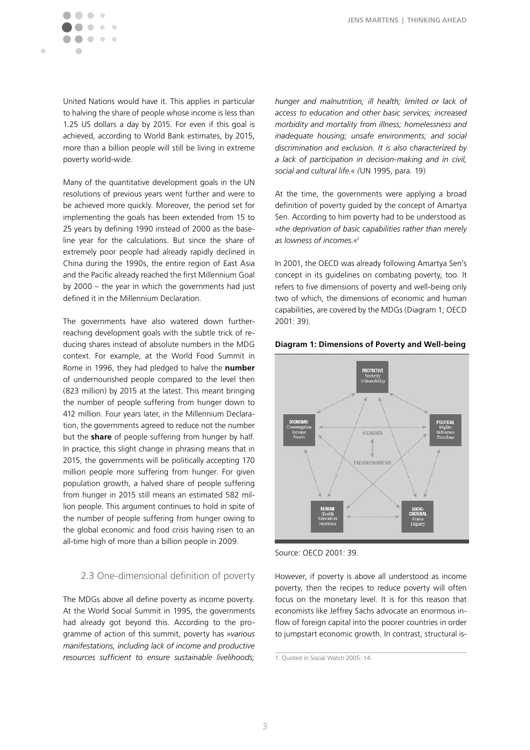United Nations would have it. This applies in particular to halving the share of people whose income is less than 1.25 US dollars a day by 2015. For even if this goal is achieved, according to World Bank estimates, by 2015, more than a billion people will still be living in extreme poverty world-wide.

Many of the quantitative development goals in the UN resolutions of previous years went further and were to be achieved more quickly. Moreover, the period set for implementing the goals has been extended from 15 to 25 years by defining 1990 instead of 2000 as the baseline year for the calculations. But since the share of extremely poor people had already rapidly declined in China during the 1990s, the entire region of East Asia and the Pacific already reached the first Millennium Goal by 2000 – the year in which the governments had just defined it in the Millennium Declaration.

The governments have also watered down further-reaching development goals with the subtle trick of reducing shares instead of absolute numbers in the MDG context. For example, at the World Food Summit in Rome in 1996, they had pledged to halve the **number** of undernourished people compared to the level then (823 million) by 2015 at the latest. This meant bringing the number of people suffering from hunger down to 412 million. Four years later, in the Millennium Declaration, the governments agreed to reduce not the number but the **share** of people suffering from hunger by half. In practice, this slight change in phrasing means that in 2015, the governments will be politically accepting 170 million people more suffering from hunger. For given population growth, a halved share of people suffering from hunger in 2015 still means an estimated 582 million people. This argument continues to hold in spite of the number of people suffering from hunger owing to the global economic and food crisis having risen to an all-time high of more than a billion people in 2009.

### 2.3 One-dimensional definition of poverty

The MDGs above all define poverty as income poverty. At the World Social Summit in 1995, the governments had already got beyond this. According to the programme of action of this summit, poverty has *»various manifestations, including lack of income and productive resources sufficient to ensure sustainable livelihoods; hunger and malnutrition; ill health; limited or lack of access to education and other basic services; increased morbidity and mortality from illness; homelessness and inadequate housing; unsafe environments; and social discrimination and exclusion. It is also characterized by a lack of participation in decision-making and in civil, social and cultural life.«* (UN 1995, para. 19)

At the time, the governments were applying a broad definition of poverty guided by the concept of Amartya Sen. According to him poverty had to be understood as *»the deprivation of basic capabilities rather than merely as lowness of incomes.«*[1]

In 2001, the OECD was already following Amartya Sen's concept in its guidelines on combating poverty, too. It refers to five dimensions of poverty and well-being only two of which, the dimensions of economic and human capabilities, are covered by the MDGs (Diagram 1; OECD 2001: 39).

**Diagram 1: Dimensions of Poverty and Well-being**

PROTECTIVE: Security, Vulnerability
ECONOMIC: Consumption, Income, Assets
POLITICAL: Rights, Influence, Freedom
HUMAN: Health, Education, Nutrition
SOCIO-CULTURAL: Status, Dignity
GENDER
ENVIRONMENT

Source: OECD 2001: 39.

However, if poverty is above all understood as income poverty, then the recipes to reduce poverty will often focus on the monetary level. It is for this reason that economists like Jeffrey Sachs advocate an enormous inflow of foreign capital into the poorer countries in order to jumpstart economic growth. In contrast, structural is-

1. Quoted in Social Watch 2005: 14.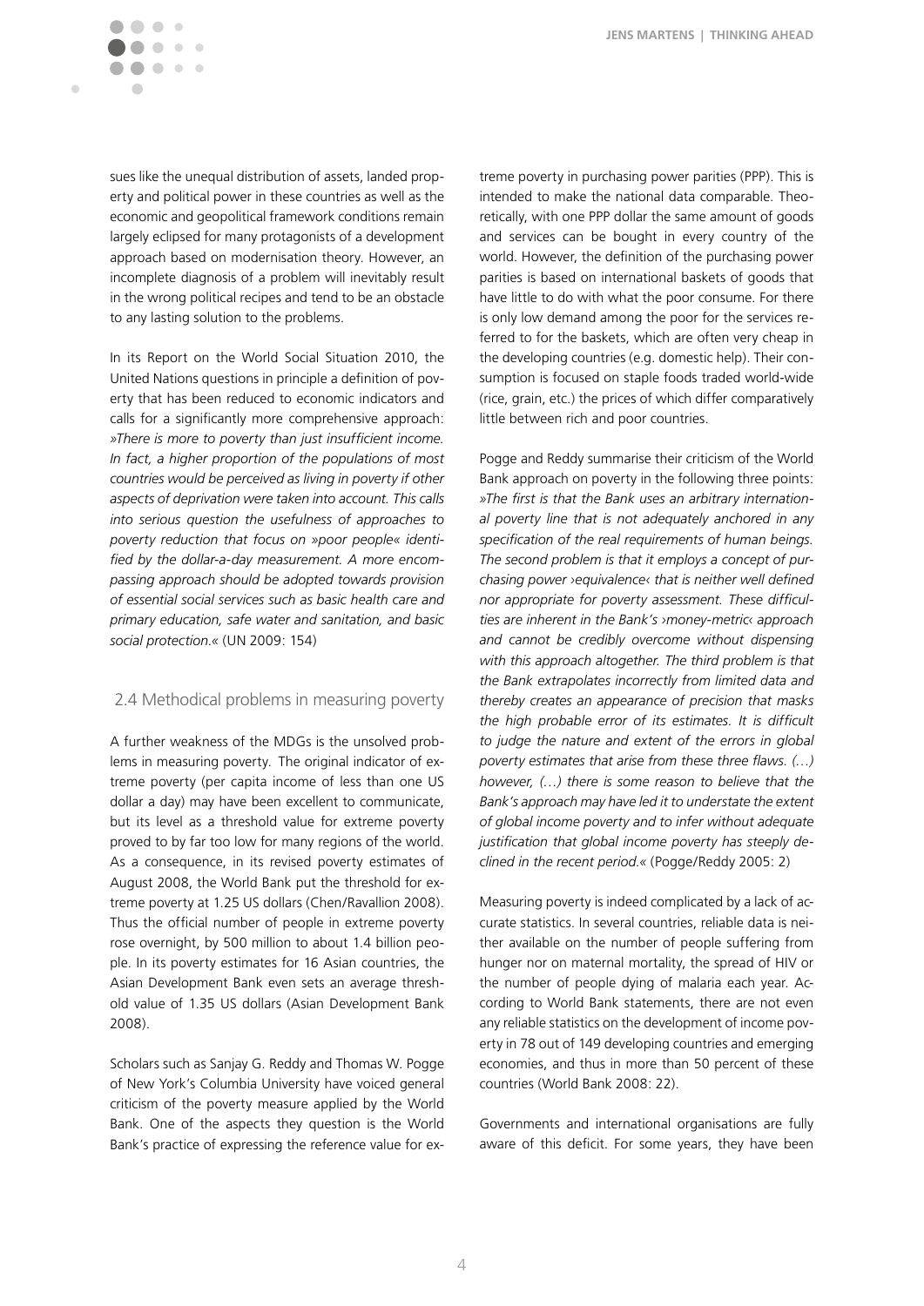sues like the unequal distribution of assets, landed property and political power in these countries as well as the economic and geopolitical framework conditions remain largely eclipsed for many protagonists of a development approach based on modernisation theory. However, an incomplete diagnosis of a problem will inevitably result in the wrong political recipes and tend to be an obstacle to any lasting solution to the problems.

In its Report on the World Social Situation 2010, the United Nations questions in principle a definition of poverty that has been reduced to economic indicators and calls for a significantly more comprehensive approach: »*There is more to poverty than just insufficient income. In fact, a higher proportion of the populations of most countries would be perceived as living in poverty if other aspects of deprivation were taken into account. This calls into serious question the usefulness of approaches to poverty reduction that focus on »poor people« identified by the dollar-a-day measurement. A more encompassing approach should be adopted towards provision of essential social services such as basic health care and primary education, safe water and sanitation, and basic social protection.*« (UN 2009: 154)

## 2.4 Methodical problems in measuring poverty

A further weakness of the MDGs is the unsolved problems in measuring poverty. The original indicator of extreme poverty (per capita income of less than one US dollar a day) may have been excellent to communicate, but its level as a threshold value for extreme poverty proved to by far too low for many regions of the world. As a consequence, in its revised poverty estimates of August 2008, the World Bank put the threshold for extreme poverty at 1.25 US dollars (Chen/Ravallion 2008). Thus the official number of people in extreme poverty rose overnight, by 500 million to about 1.4 billion people. In its poverty estimates for 16 Asian countries, the Asian Development Bank even sets an average threshold value of 1.35 US dollars (Asian Development Bank 2008).

Scholars such as Sanjay G. Reddy and Thomas W. Pogge of New York's Columbia University have voiced general criticism of the poverty measure applied by the World Bank. One of the aspects they question is the World Bank's practice of expressing the reference value for extreme poverty in purchasing power parities (PPP). This is intended to make the national data comparable. Theoretically, with one PPP dollar the same amount of goods and services can be bought in every country of the world. However, the definition of the purchasing power parities is based on international baskets of goods that have little to do with what the poor consume. For there is only low demand among the poor for the services referred to for the baskets, which are often very cheap in the developing countries (e.g. domestic help). Their consumption is focused on staple foods traded world-wide (rice, grain, etc.) the prices of which differ comparatively little between rich and poor countries.

Pogge and Reddy summarise their criticism of the World Bank approach on poverty in the following three points: »*The first is that the Bank uses an arbitrary international poverty line that is not adequately anchored in any specification of the real requirements of human beings. The second problem is that it employs a concept of purchasing power ›equivalence‹ that is neither well defined nor appropriate for poverty assessment. These difficulties are inherent in the Bank's ›money-metric‹ approach and cannot be credibly overcome without dispensing with this approach altogether. The third problem is that the Bank extrapolates incorrectly from limited data and thereby creates an appearance of precision that masks the high probable error of its estimates. It is difficult to judge the nature and extent of the errors in global poverty estimates that arise from these three flaws. (…) however, (…) there is some reason to believe that the Bank's approach may have led it to understate the extent of global income poverty and to infer without adequate justification that global income poverty has steeply declined in the recent period.*« (Pogge/Reddy 2005: 2)

Measuring poverty is indeed complicated by a lack of accurate statistics. In several countries, reliable data is neither available on the number of people suffering from hunger nor on maternal mortality, the spread of HIV or the number of people dying of malaria each year. According to World Bank statements, there are not even any reliable statistics on the development of income poverty in 78 out of 149 developing countries and emerging economies, and thus in more than 50 percent of these countries (World Bank 2008: 22).

Governments and international organisations are fully aware of this deficit. For some years, they have been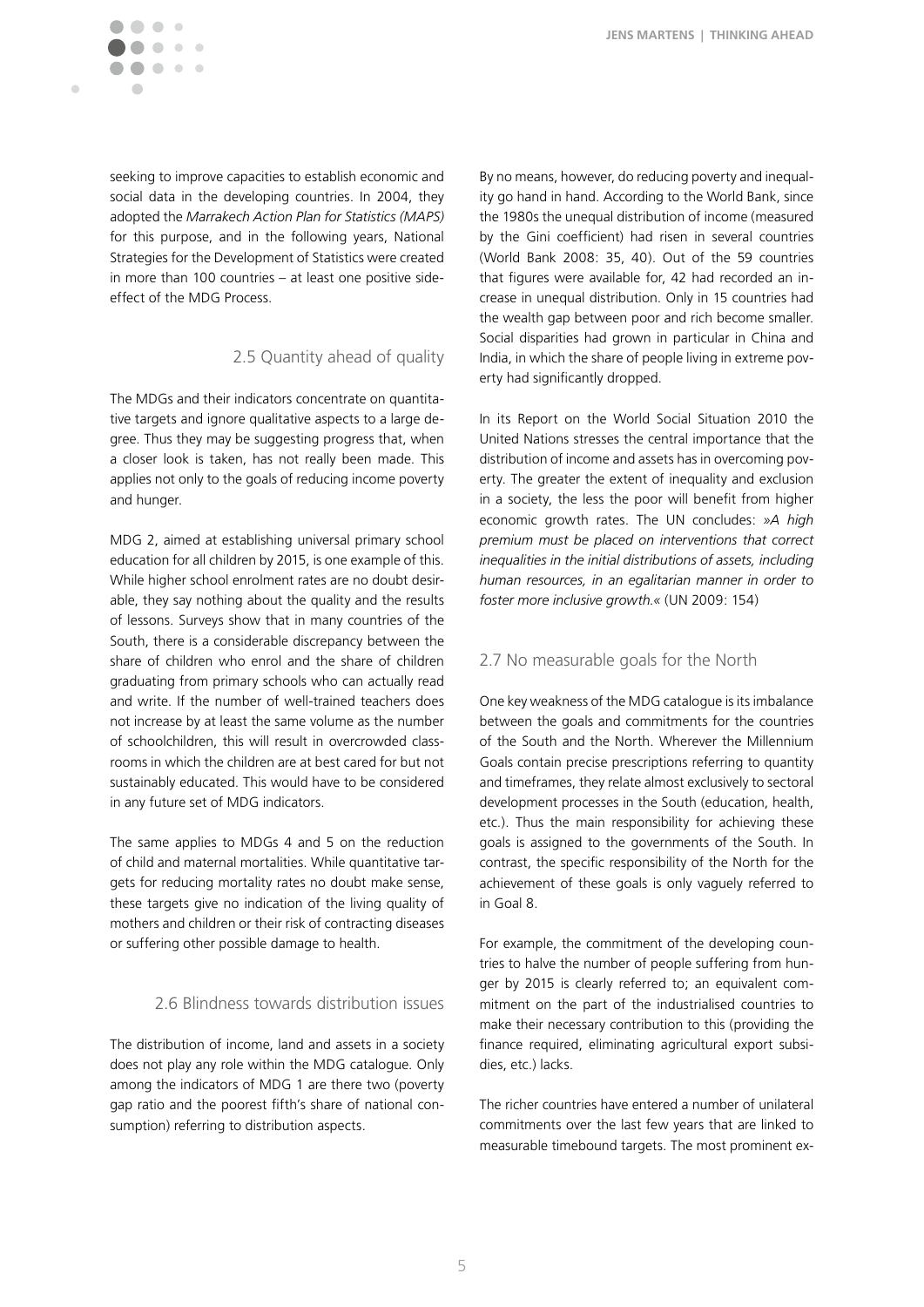seeking to improve capacities to establish economic and social data in the developing countries. In 2004, they adopted the *Marrakech Action Plan for Statistics (MAPS)* for this purpose, and in the following years, National Strategies for the Development of Statistics were created in more than 100 countries – at least one positive side-effect of the MDG Process.

## 2.5 Quantity ahead of quality

The MDGs and their indicators concentrate on quantitative targets and ignore qualitative aspects to a large degree. Thus they may be suggesting progress that, when a closer look is taken, has not really been made. This applies not only to the goals of reducing income poverty and hunger.

MDG 2, aimed at establishing universal primary school education for all children by 2015, is one example of this. While higher school enrolment rates are no doubt desirable, they say nothing about the quality and the results of lessons. Surveys show that in many countries of the South, there is a considerable discrepancy between the share of children who enrol and the share of children graduating from primary schools who can actually read and write. If the number of well-trained teachers does not increase by at least the same volume as the number of schoolchildren, this will result in overcrowded classrooms in which the children are at best cared for but not sustainably educated. This would have to be considered in any future set of MDG indicators.

The same applies to MDGs 4 and 5 on the reduction of child and maternal mortalities. While quantitative targets for reducing mortality rates no doubt make sense, these targets give no indication of the living quality of mothers and children or their risk of contracting diseases or suffering other possible damage to health.

## 2.6 Blindness towards distribution issues

The distribution of income, land and assets in a society does not play any role within the MDG catalogue. Only among the indicators of MDG 1 are there two (poverty gap ratio and the poorest fifth's share of national consumption) referring to distribution aspects.

By no means, however, do reducing poverty and inequality go hand in hand. According to the World Bank, since the 1980s the unequal distribution of income (measured by the Gini coefficient) had risen in several countries (World Bank 2008: 35, 40). Out of the 59 countries that figures were available for, 42 had recorded an increase in unequal distribution. Only in 15 countries had the wealth gap between poor and rich become smaller. Social disparities had grown in particular in China and India, in which the share of people living in extreme poverty had significantly dropped.

In its Report on the World Social Situation 2010 the United Nations stresses the central importance that the distribution of income and assets has in overcoming poverty. The greater the extent of inequality and exclusion in a society, the less the poor will benefit from higher economic growth rates. The UN concludes: »*A high premium must be placed on interventions that correct inequalities in the initial distributions of assets, including human resources, in an egalitarian manner in order to foster more inclusive growth.*« (UN 2009: 154)

## 2.7 No measurable goals for the North

One key weakness of the MDG catalogue is its imbalance between the goals and commitments for the countries of the South and the North. Wherever the Millennium Goals contain precise prescriptions referring to quantity and timeframes, they relate almost exclusively to sectoral development processes in the South (education, health, etc.). Thus the main responsibility for achieving these goals is assigned to the governments of the South. In contrast, the specific responsibility of the North for the achievement of these goals is only vaguely referred to in Goal 8.

For example, the commitment of the developing countries to halve the number of people suffering from hunger by 2015 is clearly referred to; an equivalent commitment on the part of the industrialised countries to make their necessary contribution to this (providing the finance required, eliminating agricultural export subsidies, etc.) lacks.

The richer countries have entered a number of unilateral commitments over the last few years that are linked to measurable timebound targets. The most prominent ex-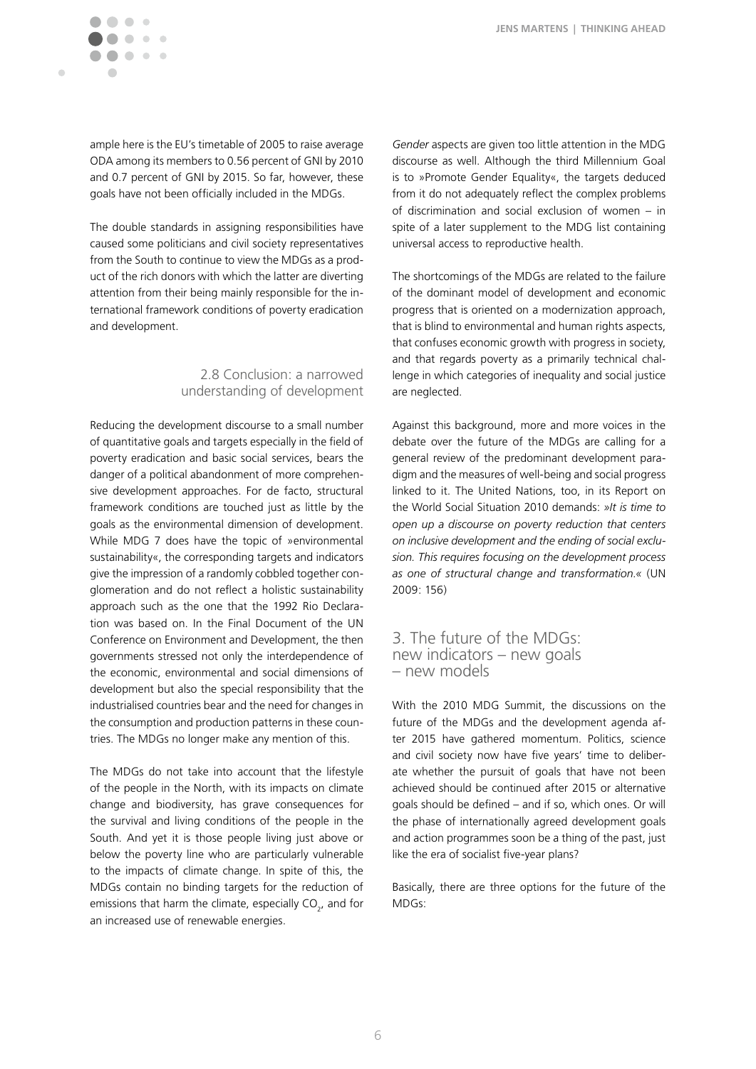ample here is the EU's timetable of 2005 to raise average ODA among its members to 0.56 percent of GNI by 2010 and 0.7 percent of GNI by 2015. So far, however, these goals have not been officially included in the MDGs.

The double standards in assigning responsibilities have caused some politicians and civil society representatives from the South to continue to view the MDGs as a product of the rich donors with which the latter are diverting attention from their being mainly responsible for the international framework conditions of poverty eradication and development.

### 2.8 Conclusion: a narrowed understanding of development

Reducing the development discourse to a small number of quantitative goals and targets especially in the field of poverty eradication and basic social services, bears the danger of a political abandonment of more comprehensive development approaches. For de facto, structural framework conditions are touched just as little by the goals as the environmental dimension of development. While MDG 7 does have the topic of »environmental sustainability«, the corresponding targets and indicators give the impression of a randomly cobbled together conglomeration and do not reflect a holistic sustainability approach such as the one that the 1992 Rio Declaration was based on. In the Final Document of the UN Conference on Environment and Development, the then governments stressed not only the interdependence of the economic, environmental and social dimensions of development but also the special responsibility that the industrialised countries bear and the need for changes in the consumption and production patterns in these countries. The MDGs no longer make any mention of this.

The MDGs do not take into account that the lifestyle of the people in the North, with its impacts on climate change and biodiversity, has grave consequences for the survival and living conditions of the people in the South. And yet it is those people living just above or below the poverty line who are particularly vulnerable to the impacts of climate change. In spite of this, the MDGs contain no binding targets for the reduction of emissions that harm the climate, especially $CO_2$, and for an increased use of renewable energies.

*Gender* aspects are given too little attention in the MDG discourse as well. Although the third Millennium Goal is to »Promote Gender Equality«, the targets deduced from it do not adequately reflect the complex problems of discrimination and social exclusion of women – in spite of a later supplement to the MDG list containing universal access to reproductive health.

The shortcomings of the MDGs are related to the failure of the dominant model of development and economic progress that is oriented on a modernization approach, that is blind to environmental and human rights aspects, that confuses economic growth with progress in society, and that regards poverty as a primarily technical challenge in which categories of inequality and social justice are neglected.

Against this background, more and more voices in the debate over the future of the MDGs are calling for a general review of the predominant development paradigm and the measures of well-being and social progress linked to it. The United Nations, too, in its Report on the World Social Situation 2010 demands: »*It is time to open up a discourse on poverty reduction that centers on inclusive development and the ending of social exclusion. This requires focusing on the development process as one of structural change and transformation.*« (UN 2009: 156)

## 3. The future of the MDGs: new indicators – new goals – new models

With the 2010 MDG Summit, the discussions on the future of the MDGs and the development agenda after 2015 have gathered momentum. Politics, science and civil society now have five years' time to deliberate whether the pursuit of goals that have not been achieved should be continued after 2015 or alternative goals should be defined – and if so, which ones. Or will the phase of internationally agreed development goals and action programmes soon be a thing of the past, just like the era of socialist five-year plans?

Basically, there are three options for the future of the MDGs: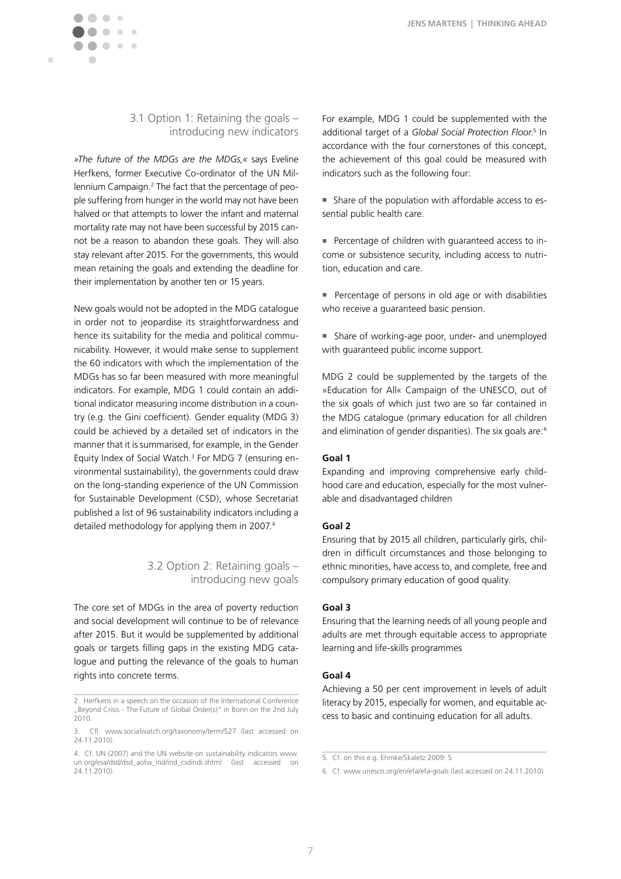### 3.1 Option 1: Retaining the goals – introducing new indicators

*»The future of the MDGs are the MDGs,«* says Eveline Herfkens, former Executive Co-ordinator of the UN Millennium Campaign.[2] The fact that the percentage of people suffering from hunger in the world may not have been halved or that attempts to lower the infant and maternal mortality rate may not have been successful by 2015 cannot be a reason to abandon these goals. They will also stay relevant after 2015. For the governments, this would mean retaining the goals and extending the deadline for their implementation by another ten or 15 years.

New goals would not be adopted in the MDG catalogue in order not to jeopardise its straightforwardness and hence its suitability for the media and political communicability. However, it would make sense to supplement the 60 indicators with which the implementation of the MDGs has so far been measured with more meaningful indicators. For example, MDG 1 could contain an additional indicator measuring income distribution in a country (e.g. the Gini coefficient). Gender equality (MDG 3) could be achieved by a detailed set of indicators in the manner that it is summarised, for example, in the Gender Equity Index of Social Watch.[3] For MDG 7 (ensuring environmental sustainability), the governments could draw on the long-standing experience of the UN Commission for Sustainable Development (CSD), whose Secretariat published a list of 96 sustainability indicators including a detailed methodology for applying them in 2007.[4]

### 3.2 Option 2: Retaining goals – introducing new goals

The core set of MDGs in the area of poverty reduction and social development will continue to be of relevance after 2015. But it would be supplemented by additional goals or targets filling gaps in the existing MDG catalogue and putting the relevance of the goals to human rights into concrete terms.

For example, MDG 1 could be supplemented with the additional target of a *Global Social Protection Floor.*[5] In accordance with the four cornerstones of this concept, the achievement of this goal could be measured with indicators such as the following four:

- Share of the population with affordable access to essential public health care.
- Percentage of children with guaranteed access to income or subsistence security, including access to nutrition, education and care.
- Percentage of persons in old age or with disabilities who receive a guaranteed basic pension.
- Share of working-age poor, under- and unemployed with guaranteed public income support.

MDG 2 could be supplemented by the targets of the »Education for All« Campaign of the UNESCO, out of the six goals of which just two are so far contained in the MDG catalogue (primary education for all children and elimination of gender disparities). The six goals are:[6]

**Goal 1**

Expanding and improving comprehensive early childhood care and education, especially for the most vulnerable and disadvantaged children

**Goal 2**

Ensuring that by 2015 all children, particularly girls, children in difficult circumstances and those belonging to ethnic minorities, have access to, and complete, free and compulsory primary education of good quality.

**Goal 3**

Ensuring that the learning needs of all young people and adults are met through equitable access to appropriate learning and life-skills programmes

**Goal 4**

Achieving a 50 per cent improvement in levels of adult literacy by 2015, especially for women, and equitable access to basic and continuing education for all adults.

---

2. Herfkens in a speech on the occasion of the International Conference „Beyond Crisis - The Future of Global Order(s)" in Bonn on the 2nd July 2010.

3. Cfl. www.socialwatch.org/taxonomy/term/527 (last accessed on 24.11.2010).

4. Cf. UN (2007) and the UN website on sustainability indicators www.un.org/esa/dsd/dsd_aofw_ind/ind_csdindi.shtml (last accessed on 24.11.2010).

5. Cf. on this e.g. Ehmke/Skaletz 2009: 5

6. Cf. www.unesco.org/en/efa/efa-goals (last accessed on 24.11.2010)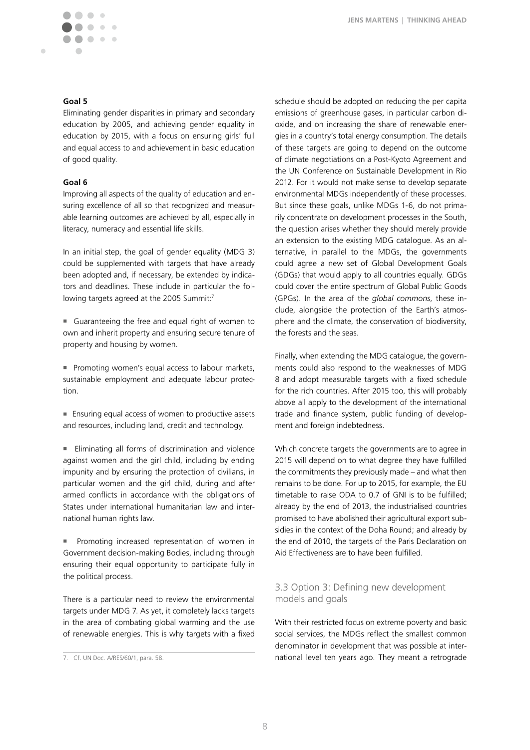**Goal 5**

Eliminating gender disparities in primary and secondary education by 2005, and achieving gender equality in education by 2015, with a focus on ensuring girls' full and equal access to and achievement in basic education of good quality.

**Goal 6**

Improving all aspects of the quality of education and ensuring excellence of all so that recognized and measurable learning outcomes are achieved by all, especially in literacy, numeracy and essential life skills.

In an initial step, the goal of gender equality (MDG 3) could be supplemented with targets that have already been adopted and, if necessary, be extended by indicators and deadlines. These include in particular the following targets agreed at the 2005 Summit:[7]

- Guaranteeing the free and equal right of women to own and inherit property and ensuring secure tenure of property and housing by women.
- Promoting women's equal access to labour markets, sustainable employment and adequate labour protection.
- Ensuring equal access of women to productive assets and resources, including land, credit and technology.
- Eliminating all forms of discrimination and violence against women and the girl child, including by ending impunity and by ensuring the protection of civilians, in particular women and the girl child, during and after armed conflicts in accordance with the obligations of States under international humanitarian law and international human rights law.
- Promoting increased representation of women in Government decision-making Bodies, including through ensuring their equal opportunity to participate fully in the political process.

There is a particular need to review the environmental targets under MDG 7. As yet, it completely lacks targets in the area of combating global warming and the use of renewable energies. This is why targets with a fixed schedule should be adopted on reducing the per capita emissions of greenhouse gases, in particular carbon dioxide, and on increasing the share of renewable energies in a country's total energy consumption. The details of these targets are going to depend on the outcome of climate negotiations on a Post-Kyoto Agreement and the UN Conference on Sustainable Development in Rio 2012. For it would not make sense to develop separate environmental MDGs independently of these processes. But since these goals, unlike MDGs 1-6, do not primarily concentrate on development processes in the South, the question arises whether they should merely provide an extension to the existing MDG catalogue. As an alternative, in parallel to the MDGs, the governments could agree a new set of Global Development Goals (GDGs) that would apply to all countries equally. GDGs could cover the entire spectrum of Global Public Goods (GPGs). In the area of the *global commons*, these include, alongside the protection of the Earth's atmosphere and the climate, the conservation of biodiversity, the forests and the seas.

Finally, when extending the MDG catalogue, the governments could also respond to the weaknesses of MDG 8 and adopt measurable targets with a fixed schedule for the rich countries. After 2015 too, this will probably above all apply to the development of the international trade and finance system, public funding of development and foreign indebtedness.

Which concrete targets the governments are to agree in 2015 will depend on to what degree they have fulfilled the commitments they previously made – and what then remains to be done. For up to 2015, for example, the EU timetable to raise ODA to 0.7 of GNI is to be fulfilled; already by the end of 2013, the industrialised countries promised to have abolished their agricultural export subsidies in the context of the Doha Round; and already by the end of 2010, the targets of the Paris Declaration on Aid Effectiveness are to have been fulfilled.

### 3.3 Option 3: Defining new development models and goals

With their restricted focus on extreme poverty and basic social services, the MDGs reflect the smallest common denominator in development that was possible at international level ten years ago. They meant a retrograde

7. Cf. UN Doc. A/RES/60/1, para. 58.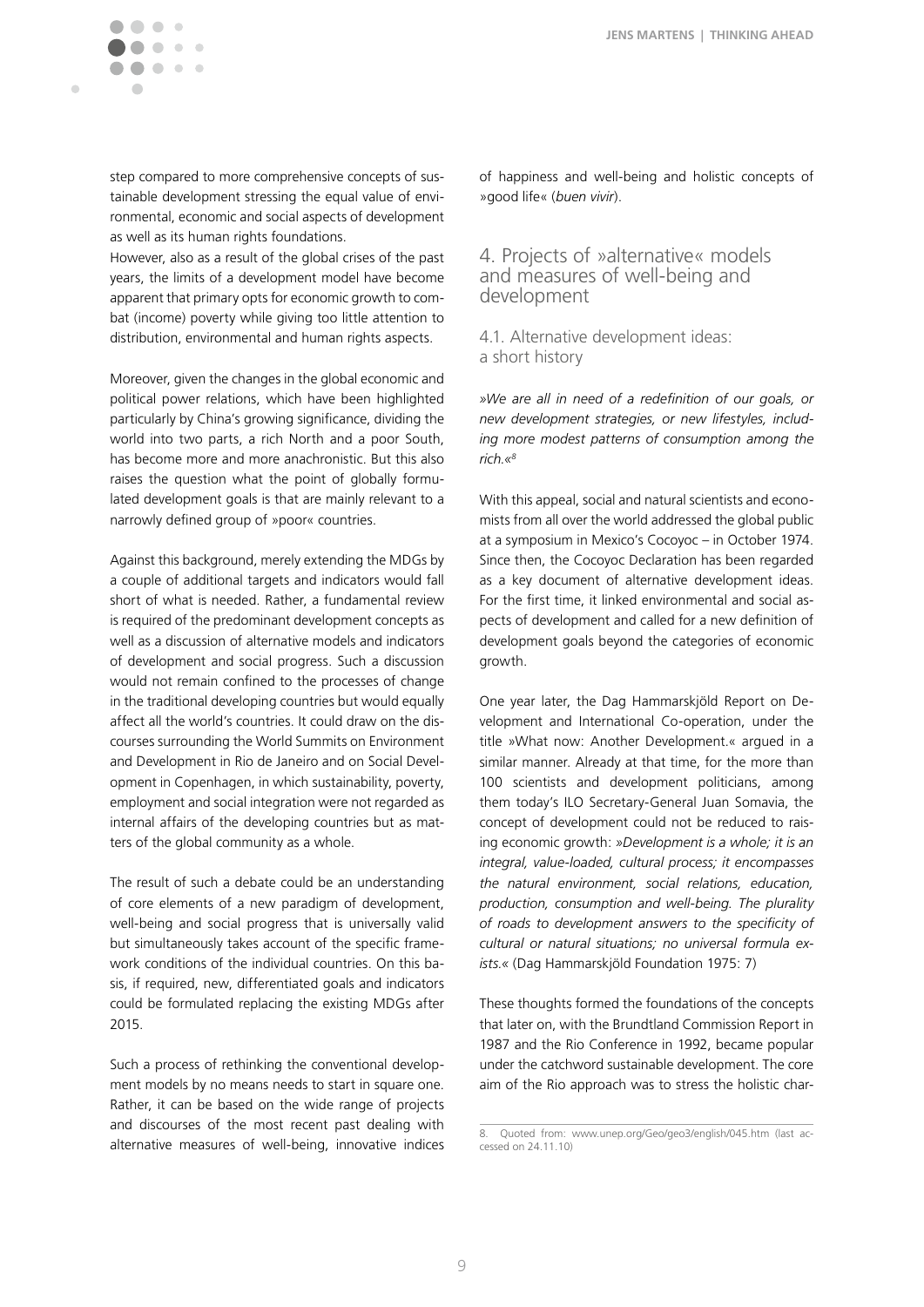step compared to more comprehensive concepts of sustainable development stressing the equal value of environmental, economic and social aspects of development as well as its human rights foundations.

However, also as a result of the global crises of the past years, the limits of a development model have become apparent that primary opts for economic growth to combat (income) poverty while giving too little attention to distribution, environmental and human rights aspects.

Moreover, given the changes in the global economic and political power relations, which have been highlighted particularly by China's growing significance, dividing the world into two parts, a rich North and a poor South, has become more and more anachronistic. But this also raises the question what the point of globally formulated development goals is that are mainly relevant to a narrowly defined group of »poor« countries.

Against this background, merely extending the MDGs by a couple of additional targets and indicators would fall short of what is needed. Rather, a fundamental review is required of the predominant development concepts as well as a discussion of alternative models and indicators of development and social progress. Such a discussion would not remain confined to the processes of change in the traditional developing countries but would equally affect all the world's countries. It could draw on the discourses surrounding the World Summits on Environment and Development in Rio de Janeiro and on Social Development in Copenhagen, in which sustainability, poverty, employment and social integration were not regarded as internal affairs of the developing countries but as matters of the global community as a whole.

The result of such a debate could be an understanding of core elements of a new paradigm of development, well-being and social progress that is universally valid but simultaneously takes account of the specific framework conditions of the individual countries. On this basis, if required, new, differentiated goals and indicators could be formulated replacing the existing MDGs after 2015.

Such a process of rethinking the conventional development models by no means needs to start in square one. Rather, it can be based on the wide range of projects and discourses of the most recent past dealing with alternative measures of well-being, innovative indices of happiness and well-being and holistic concepts of »good life« (*buen vivir*).

## 4. Projects of »alternative« models and measures of well-being and development

### 4.1. Alternative development ideas: a short history

*»We are all in need of a redefinition of our goals, or new development strategies, or new lifestyles, including more modest patterns of consumption among the rich.«*[8]

With this appeal, social and natural scientists and economists from all over the world addressed the global public at a symposium in Mexico's Cocoyoc – in October 1974. Since then, the Cocoyoc Declaration has been regarded as a key document of alternative development ideas. For the first time, it linked environmental and social aspects of development and called for a new definition of development goals beyond the categories of economic growth.

One year later, the Dag Hammarskjöld Report on Development and International Co-operation, under the title »What now: Another Development.« argued in a similar manner. Already at that time, for the more than 100 scientists and development politicians, among them today's ILO Secretary-General Juan Somavia, the concept of development could not be reduced to raising economic growth: *»Development is a whole; it is an integral, value-loaded, cultural process; it encompasses the natural environment, social relations, education, production, consumption and well-being. The plurality of roads to development answers to the specificity of cultural or natural situations; no universal formula exists.«* (Dag Hammarskjöld Foundation 1975: 7)

These thoughts formed the foundations of the concepts that later on, with the Brundtland Commission Report in 1987 and the Rio Conference in 1992, became popular under the catchword sustainable development. The core aim of the Rio approach was to stress the holistic char-

---

8. Quoted from: www.unep.org/Geo/geo3/english/045.htm (last accessed on 24.11.10)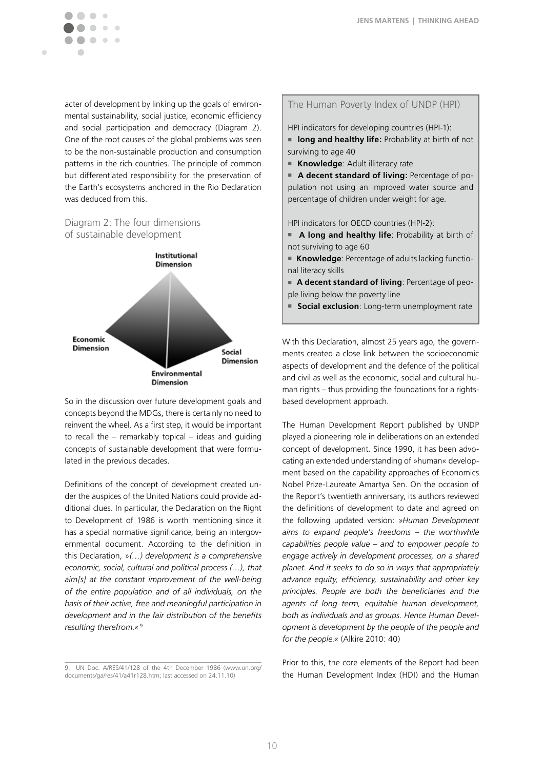acter of development by linking up the goals of environmental sustainability, social justice, economic efficiency and social participation and democracy (Diagram 2). One of the root causes of the global problems was seen to be the non-sustainable production and consumption patterns in the rich countries. The principle of common but differentiated responsibility for the preservation of the Earth's ecosystems anchored in the Rio Declaration was deduced from this.

Diagram 2: The four dimensions of sustainable development

Institutional Dimension

Economic Dimension

Social Dimension

Environmental Dimension

So in the discussion over future development goals and concepts beyond the MDGs, there is certainly no need to reinvent the wheel. As a first step, it would be important to recall the – remarkably topical – ideas and guiding concepts of sustainable development that were formulated in the previous decades.

Definitions of the concept of development created under the auspices of the United Nations could provide additional clues. In particular, the Declaration on the Right to Development of 1986 is worth mentioning since it has a special normative significance, being an intergovernmental document. According to the definition in this Declaration, »*(…) development is a comprehensive economic, social, cultural and political process (…), that aim[s] at the constant improvement of the well-being of the entire population and of all individuals, on the basis of their active, free and meaningful participation in development and in the fair distribution of the benefits resulting therefrom.*«[9]

> **The Human Poverty Index of UNDP (HPI)**
>
> HPI indicators for developing countries (HPI-1):
>
> - **long and healthy life:** Probability at birth of not surviving to age 40
> - **Knowledge**: Adult illiteracy rate
> - **A decent standard of living:** Percentage of population not using an improved water source and percentage of children under weight for age.
>
> HPI indicators for OECD countries (HPI-2):
>
> - **A long and healthy life**: Probability at birth of not surviving to age 60
> - **Knowledge**: Percentage of adults lacking functional literacy skills
> - **A decent standard of living**: Percentage of people living below the poverty line
> - **Social exclusion**: Long-term unemployment rate

With this Declaration, almost 25 years ago, the governments created a close link between the socioeconomic aspects of development and the defence of the political and civil as well as the economic, social and cultural human rights – thus providing the foundations for a rights-based development approach.

The Human Development Report published by UNDP played a pioneering role in deliberations on an extended concept of development. Since 1990, it has been advocating an extended understanding of »human« development based on the capability approaches of Economics Nobel Prize-Laureate Amartya Sen. On the occasion of the Report's twentieth anniversary, its authors reviewed the definitions of development to date and agreed on the following updated version: »*Human Development aims to expand people's freedoms – the worthwhile capabilities people value – and to empower people to engage actively in development processes, on a shared planet. And it seeks to do so in ways that appropriately advance equity, efficiency, sustainability and other key principles. People are both the beneficiaries and the agents of long term, equitable human development, both as individuals and as groups. Hence Human Development is development by the people of the people and for the people.*« (Alkire 2010: 40)

Prior to this, the core elements of the Report had been the Human Development Index (HDI) and the Human

---

9. UN Doc. A/RES/41/128 of the 4th December 1986 (www.un.org/documents/ga/res/41/a41r128.htm; last accessed on 24.11.10)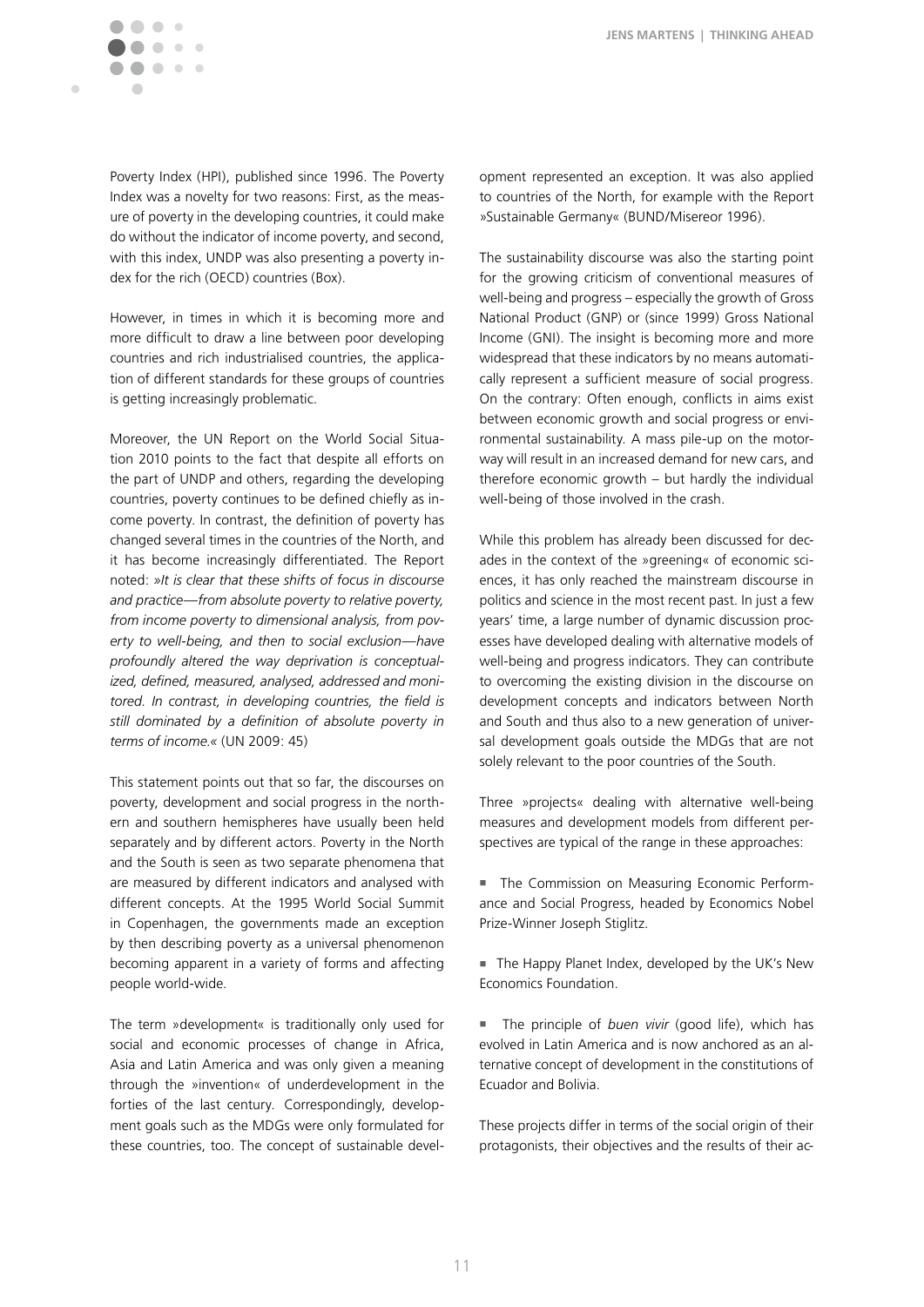Poverty Index (HPI), published since 1996. The Poverty Index was a novelty for two reasons: First, as the measure of poverty in the developing countries, it could make do without the indicator of income poverty, and second, with this index, UNDP was also presenting a poverty index for the rich (OECD) countries (Box).

However, in times in which it is becoming more and more difficult to draw a line between poor developing countries and rich industrialised countries, the application of different standards for these groups of countries is getting increasingly problematic.

Moreover, the UN Report on the World Social Situation 2010 points to the fact that despite all efforts on the part of UNDP and others, regarding the developing countries, poverty continues to be defined chiefly as income poverty. In contrast, the definition of poverty has changed several times in the countries of the North, and it has become increasingly differentiated. The Report noted: »*It is clear that these shifts of focus in discourse and practice—from absolute poverty to relative poverty, from income poverty to dimensional analysis, from poverty to well-being, and then to social exclusion—have profoundly altered the way deprivation is conceptualized, defined, measured, analysed, addressed and monitored. In contrast, in developing countries, the field is still dominated by a definition of absolute poverty in terms of income.*« (UN 2009: 45)

This statement points out that so far, the discourses on poverty, development and social progress in the northern and southern hemispheres have usually been held separately and by different actors. Poverty in the North and the South is seen as two separate phenomena that are measured by different indicators and analysed with different concepts. At the 1995 World Social Summit in Copenhagen, the governments made an exception by then describing poverty as a universal phenomenon becoming apparent in a variety of forms and affecting people world-wide.

The term »development« is traditionally only used for social and economic processes of change in Africa, Asia and Latin America and was only given a meaning through the »invention« of underdevelopment in the forties of the last century. Correspondingly, development goals such as the MDGs were only formulated for these countries, too. The concept of sustainable development represented an exception. It was also applied to countries of the North, for example with the Report »Sustainable Germany« (BUND/Misereor 1996).

The sustainability discourse was also the starting point for the growing criticism of conventional measures of well-being and progress – especially the growth of Gross National Product (GNP) or (since 1999) Gross National Income (GNI). The insight is becoming more and more widespread that these indicators by no means automatically represent a sufficient measure of social progress. On the contrary: Often enough, conflicts in aims exist between economic growth and social progress or environmental sustainability. A mass pile-up on the motorway will result in an increased demand for new cars, and therefore economic growth – but hardly the individual well-being of those involved in the crash.

While this problem has already been discussed for decades in the context of the »greening« of economic sciences, it has only reached the mainstream discourse in politics and science in the most recent past. In just a few years' time, a large number of dynamic discussion processes have developed dealing with alternative models of well-being and progress indicators. They can contribute to overcoming the existing division in the discourse on development concepts and indicators between North and South and thus also to a new generation of universal development goals outside the MDGs that are not solely relevant to the poor countries of the South.

Three »projects« dealing with alternative well-being measures and development models from different perspectives are typical of the range in these approaches:

- The Commission on Measuring Economic Performance and Social Progress, headed by Economics Nobel Prize-Winner Joseph Stiglitz.
- The Happy Planet Index, developed by the UK's New Economics Foundation.
- The principle of *buen vivir* (good life), which has evolved in Latin America and is now anchored as an alternative concept of development in the constitutions of Ecuador and Bolivia.

These projects differ in terms of the social origin of their protagonists, their objectives and the results of their ac-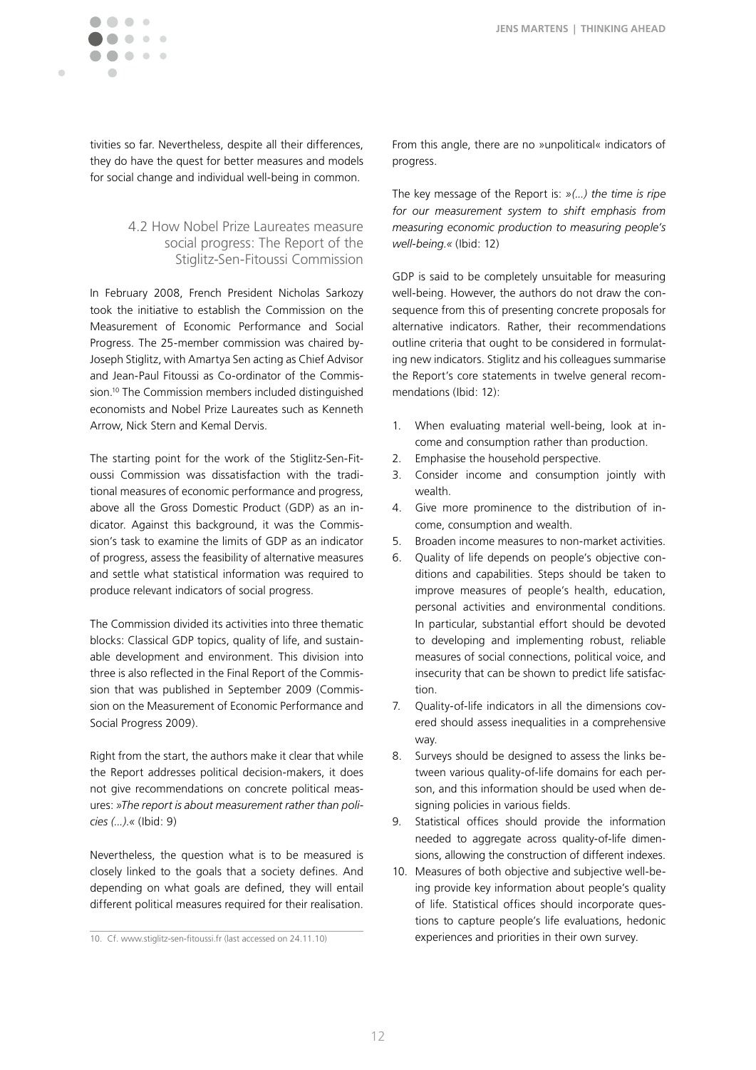tivities so far. Nevertheless, despite all their differences, they do have the quest for better measures and models for social change and individual well-being in common.

### 4.2 How Nobel Prize Laureates measure social progress: The Report of the Stiglitz-Sen-Fitoussi Commission

In February 2008, French President Nicholas Sarkozy took the initiative to establish the Commission on the Measurement of Economic Performance and Social Progress. The 25-member commission was chaired by-Joseph Stiglitz, with Amartya Sen acting as Chief Advisor and Jean-Paul Fitoussi as Co-ordinator of the Commission.[10] The Commission members included distinguished economists and Nobel Prize Laureates such as Kenneth Arrow, Nick Stern and Kemal Dervis.

The starting point for the work of the Stiglitz-Sen-Fitoussi Commission was dissatisfaction with the traditional measures of economic performance and progress, above all the Gross Domestic Product (GDP) as an indicator. Against this background, it was the Commission's task to examine the limits of GDP as an indicator of progress, assess the feasibility of alternative measures and settle what statistical information was required to produce relevant indicators of social progress.

The Commission divided its activities into three thematic blocks: Classical GDP topics, quality of life, and sustainable development and environment. This division into three is also reflected in the Final Report of the Commission that was published in September 2009 (Commission on the Measurement of Economic Performance and Social Progress 2009).

Right from the start, the authors make it clear that while the Report addresses political decision-makers, it does not give recommendations on concrete political measures: »*The report is about measurement rather than policies (...).*« (Ibid: 9)

Nevertheless, the question what is to be measured is closely linked to the goals that a society defines. And depending on what goals are defined, they will entail different political measures required for their realisation. From this angle, there are no »unpolitical« indicators of progress.

The key message of the Report is: »*(...) the time is ripe for our measurement system to shift emphasis from measuring economic production to measuring people's well-being.*« (Ibid: 12)

GDP is said to be completely unsuitable for measuring well-being. However, the authors do not draw the consequence from this of presenting concrete proposals for alternative indicators. Rather, their recommendations outline criteria that ought to be considered in formulating new indicators. Stiglitz and his colleagues summarise the Report's core statements in twelve general recommendations (Ibid: 12):

1. When evaluating material well-being, look at income and consumption rather than production.
2. Emphasise the household perspective.
3. Consider income and consumption jointly with wealth.
4. Give more prominence to the distribution of income, consumption and wealth.
5. Broaden income measures to non-market activities.
6. Quality of life depends on people's objective conditions and capabilities. Steps should be taken to improve measures of people's health, education, personal activities and environmental conditions. In particular, substantial effort should be devoted to developing and implementing robust, reliable measures of social connections, political voice, and insecurity that can be shown to predict life satisfaction.
7. Quality-of-life indicators in all the dimensions covered should assess inequalities in a comprehensive way.
8. Surveys should be designed to assess the links between various quality-of-life domains for each person, and this information should be used when designing policies in various fields.
9. Statistical offices should provide the information needed to aggregate across quality-of-life dimensions, allowing the construction of different indexes.
10. Measures of both objective and subjective well-being provide key information about people's quality of life. Statistical offices should incorporate questions to capture people's life evaluations, hedonic experiences and priorities in their own survey.

10. Cf. www.stiglitz-sen-fitoussi.fr (last accessed on 24.11.10)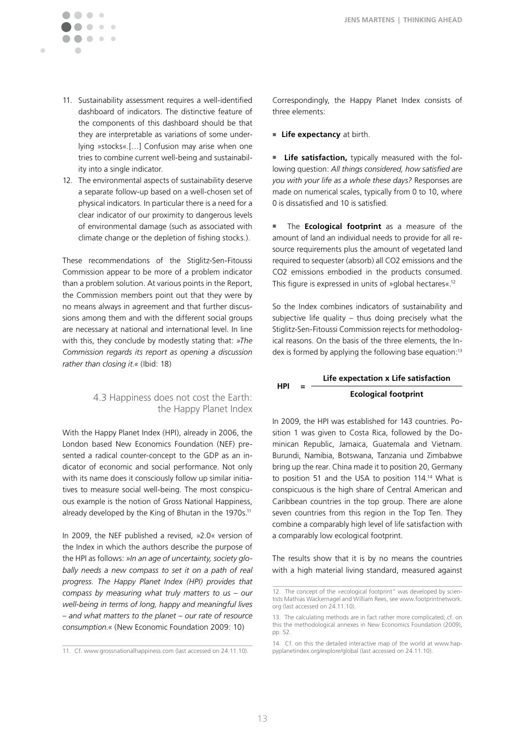11. Sustainability assessment requires a well-identified dashboard of indicators. The distinctive feature of the components of this dashboard should be that they are interpretable as variations of some underlying »stocks«.[…] Confusion may arise when one tries to combine current well-being and sustainability into a single indicator.
12. The environmental aspects of sustainability deserve a separate follow-up based on a well-chosen set of physical indicators. In particular there is a need for a clear indicator of our proximity to dangerous levels of environmental damage (such as associated with climate change or the depletion of fishing stocks.).

These recommendations of the Stiglitz-Sen-Fitoussi Commission appear to be more of a problem indicator than a problem solution. At various points in the Report, the Commission members point out that they were by no means always in agreement and that further discussions among them and with the different social groups are necessary at national and international level. In line with this, they conclude by modestly stating that: »*The Commission regards its report as opening a discussion rather than closing it.*« (Ibid: 18)

### 4.3 Happiness does not cost the Earth: the Happy Planet Index

With the Happy Planet Index (HPI), already in 2006, the London based New Economics Foundation (NEF) presented a radical counter-concept to the GDP as an indicator of economic and social performance. Not only with its name does it consciously follow up similar initiatives to measure social well-being. The most conspicuous example is the notion of Gross National Happiness, already developed by the King of Bhutan in the 1970s.[11]

In 2009, the NEF published a revised, »2.0« version of the Index in which the authors describe the purpose of the HPI as follows: »*In an age of uncertainty, society globally needs a new compass to set it on a path of real progress. The Happy Planet Index (HPI) provides that compass by measuring what truly matters to us – our well-being in terms of long, happy and meaningful lives – and what matters to the planet – our rate of resource consumption.*« (New Economic Foundation 2009: 10)

Correspondingly, the Happy Planet Index consists of three elements:

- **Life expectancy** at birth.
- **Life satisfaction,** typically measured with the following question: *All things considered, how satisfied are you with your life as a whole these days?* Responses are made on numerical scales, typically from 0 to 10, where 0 is dissatisfied and 10 is satisfied.
- The **Ecological footprint** as a measure of the amount of land an individual needs to provide for all resource requirements plus the amount of vegetated land required to sequester (absorb) all CO2 emissions and the CO2 emissions embodied in the products consumed. This figure is expressed in units of »global hectares«.[12]

So the Index combines indicators of sustainability and subjective life quality – thus doing precisely what the Stiglitz-Sen-Fitoussi Commission rejects for methodological reasons. On the basis of the three elements, the Index is formed by applying the following base equation:[13]

$$\textbf{HPI} = \frac{\textbf{Life expectation x Life satisfaction}}{\textbf{Ecological footprint}}$$

In 2009, the HPI was established for 143 countries. Position 1 was given to Costa Rica, followed by the Dominican Republic, Jamaica, Guatemala and Vietnam. Burundi, Namibia, Botswana, Tanzania und Zimbabwe bring up the rear. China made it to position 20, Germany to position 51 and the USA to position 114.[14] What is conspicuous is the high share of Central American and Caribbean countries in the top group. There are alone seven countries from this region in the Top Ten. They combine a comparably high level of life satisfaction with a comparably low ecological footprint.

The results show that it is by no means the countries with a high material living standard, measured against

---

11. Cf. www.grossnationalhappiness.com (last accessed on 24.11.10).

12. The concept of the »ecological footprint" was developed by scientists Mathias Wackernagel and William Rees, see www.footprintnetwork.org (last accessed on 24.11.10).

13. The calculating methods are in fact rather more complicated; cf. on this the methodological annexes in New Economics Foundation (2009), pp. 52.

14. Cf. on this the detailed interactive map of the world at www.happyplanetindex.org/explore/global (last accessed on 24.11.10).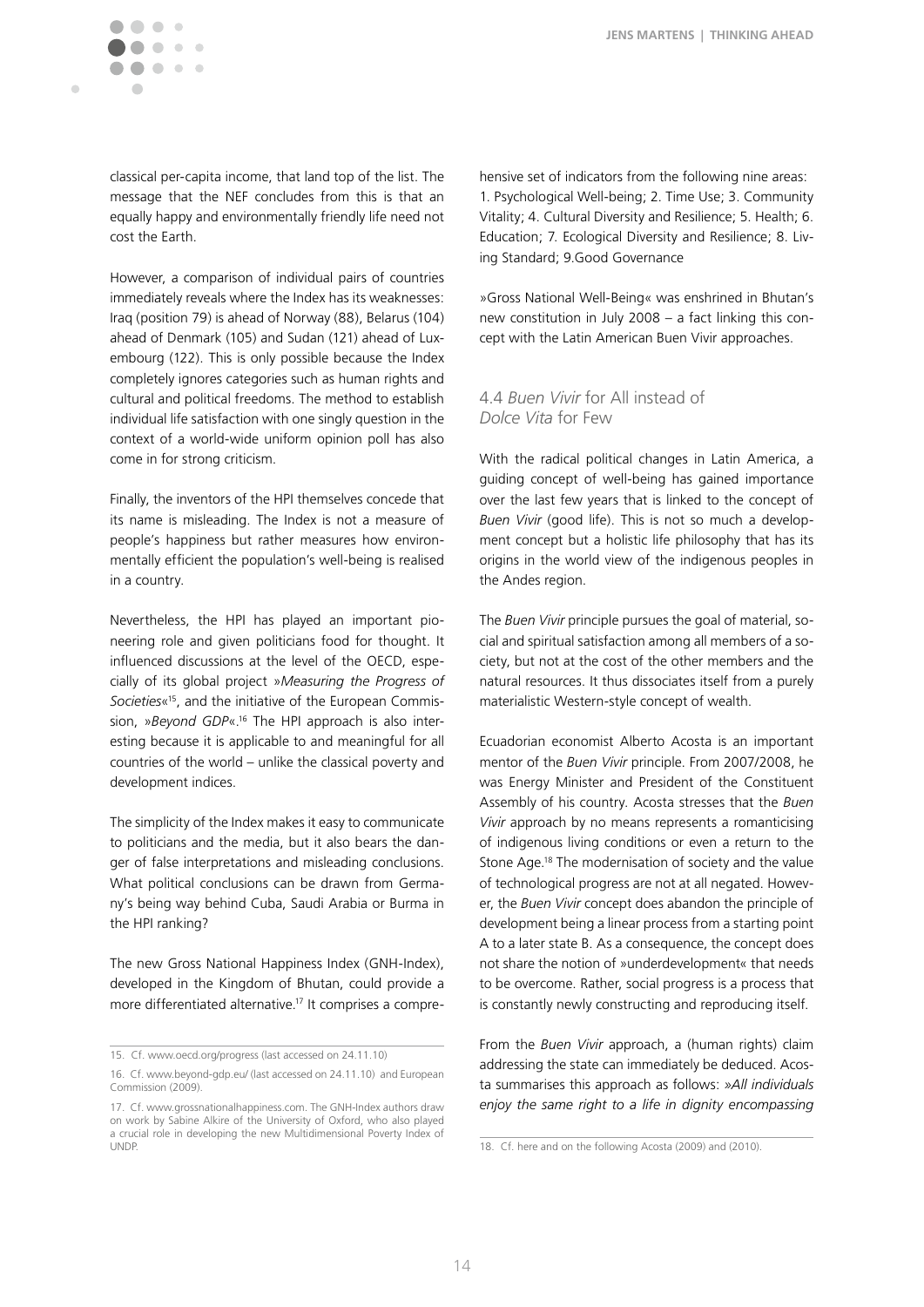classical per-capita income, that land top of the list. The message that the NEF concludes from this is that an equally happy and environmentally friendly life need not cost the Earth.

However, a comparison of individual pairs of countries immediately reveals where the Index has its weaknesses: Iraq (position 79) is ahead of Norway (88), Belarus (104) ahead of Denmark (105) and Sudan (121) ahead of Luxembourg (122). This is only possible because the Index completely ignores categories such as human rights and cultural and political freedoms. The method to establish individual life satisfaction with one singly question in the context of a world-wide uniform opinion poll has also come in for strong criticism.

Finally, the inventors of the HPI themselves concede that its name is misleading. The Index is not a measure of people's happiness but rather measures how environmentally efficient the population's well-being is realised in a country.

Nevertheless, the HPI has played an important pioneering role and given politicians food for thought. It influenced discussions at the level of the OECD, especially of its global project »*Measuring the Progress of Societies*«[15], and the initiative of the European Commission, »*Beyond GDP*«.[16] The HPI approach is also interesting because it is applicable to and meaningful for all countries of the world – unlike the classical poverty and development indices.

The simplicity of the Index makes it easy to communicate to politicians and the media, but it also bears the danger of false interpretations and misleading conclusions. What political conclusions can be drawn from Germany's being way behind Cuba, Saudi Arabia or Burma in the HPI ranking?

The new Gross National Happiness Index (GNH-Index), developed in the Kingdom of Bhutan, could provide a more differentiated alternative.[17] It comprises a comprehensive set of indicators from the following nine areas: 1. Psychological Well-being; 2. Time Use; 3. Community Vitality; 4. Cultural Diversity and Resilience; 5. Health; 6. Education; 7. Ecological Diversity and Resilience; 8. Living Standard; 9.Good Governance

»Gross National Well-Being« was enshrined in Bhutan's new constitution in July 2008 – a fact linking this concept with the Latin American Buen Vivir approaches.

### 4.4 *Buen Vivir* for All instead of *Dolce Vita* for Few

With the radical political changes in Latin America, a guiding concept of well-being has gained importance over the last few years that is linked to the concept of *Buen Vivir* (good life). This is not so much a development concept but a holistic life philosophy that has its origins in the world view of the indigenous peoples in the Andes region.

The *Buen Vivir* principle pursues the goal of material, social and spiritual satisfaction among all members of a society, but not at the cost of the other members and the natural resources. It thus dissociates itself from a purely materialistic Western-style concept of wealth.

Ecuadorian economist Alberto Acosta is an important mentor of the *Buen Vivir* principle. From 2007/2008, he was Energy Minister and President of the Constituent Assembly of his country. Acosta stresses that the *Buen Vivir* approach by no means represents a romanticising of indigenous living conditions or even a return to the Stone Age.[18] The modernisation of society and the value of technological progress are not at all negated. However, the *Buen Vivir* concept does abandon the principle of development being a linear process from a starting point A to a later state B. As a consequence, the concept does not share the notion of »underdevelopment« that needs to be overcome. Rather, social progress is a process that is constantly newly constructing and reproducing itself.

From the *Buen Vivir* approach, a (human rights) claim addressing the state can immediately be deduced. Acosta summarises this approach as follows: »*All individuals enjoy the same right to a life in dignity encompassing*

---

15. Cf. www.oecd.org/progress (last accessed on 24.11.10)

16. Cf. www.beyond-gdp.eu/ (last accessed on 24.11.10) and European Commission (2009).

17. Cf. www.grossnationalhappiness.com. The GNH-Index authors draw on work by Sabine Alkire of the University of Oxford, who also played a crucial role in developing the new Multidimensional Poverty Index of UNDP.

18. Cf. here and on the following Acosta (2009) and (2010).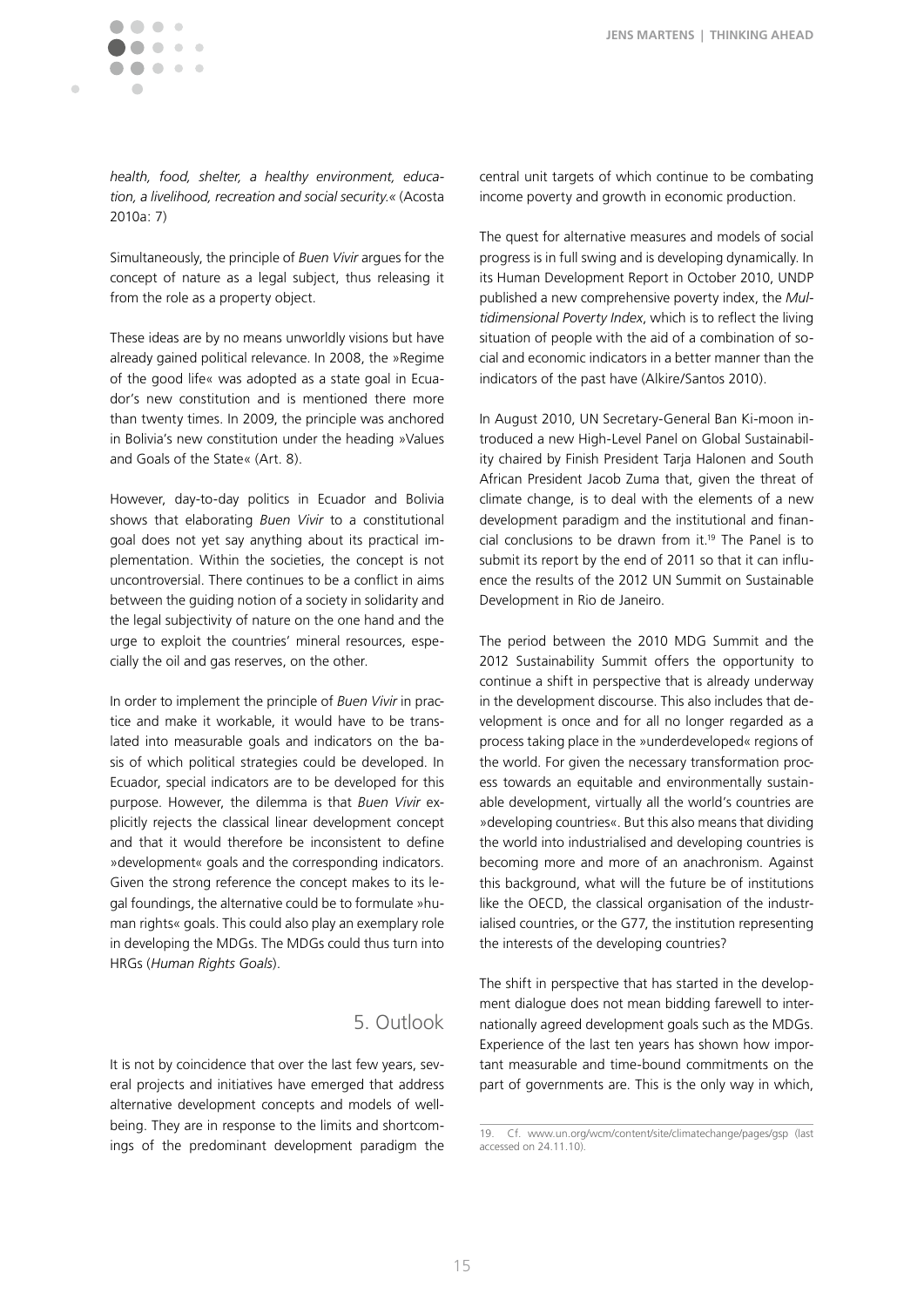*health, food, shelter, a healthy environment, education, a livelihood, recreation and social security.«* (Acosta 2010a: 7)

Simultaneously, the principle of *Buen Vivir* argues for the concept of nature as a legal subject, thus releasing it from the role as a property object.

These ideas are by no means unworldly visions but have already gained political relevance. In 2008, the »Regime of the good life« was adopted as a state goal in Ecuador's new constitution and is mentioned there more than twenty times. In 2009, the principle was anchored in Bolivia's new constitution under the heading »Values and Goals of the State« (Art. 8).

However, day-to-day politics in Ecuador and Bolivia shows that elaborating *Buen Vivir* to a constitutional goal does not yet say anything about its practical implementation. Within the societies, the concept is not uncontroversial. There continues to be a conflict in aims between the guiding notion of a society in solidarity and the legal subjectivity of nature on the one hand and the urge to exploit the countries' mineral resources, especially the oil and gas reserves, on the other.

In order to implement the principle of *Buen Vivir* in practice and make it workable, it would have to be translated into measurable goals and indicators on the basis of which political strategies could be developed. In Ecuador, special indicators are to be developed for this purpose. However, the dilemma is that *Buen Vivir* explicitly rejects the classical linear development concept and that it would therefore be inconsistent to define »development« goals and the corresponding indicators. Given the strong reference the concept makes to its legal foundings, the alternative could be to formulate »human rights« goals. This could also play an exemplary role in developing the MDGs. The MDGs could thus turn into HRGs (*Human Rights Goals*).

## 5. Outlook

It is not by coincidence that over the last few years, several projects and initiatives have emerged that address alternative development concepts and models of wellbeing. They are in response to the limits and shortcomings of the predominant development paradigm the central unit targets of which continue to be combating income poverty and growth in economic production.

The quest for alternative measures and models of social progress is in full swing and is developing dynamically. In its Human Development Report in October 2010, UNDP published a new comprehensive poverty index, the *Multidimensional Poverty Index*, which is to reflect the living situation of people with the aid of a combination of social and economic indicators in a better manner than the indicators of the past have (Alkire/Santos 2010).

In August 2010, UN Secretary-General Ban Ki-moon introduced a new High-Level Panel on Global Sustainability chaired by Finish President Tarja Halonen and South African President Jacob Zuma that, given the threat of climate change, is to deal with the elements of a new development paradigm and the institutional and financial conclusions to be drawn from it.[19] The Panel is to submit its report by the end of 2011 so that it can influence the results of the 2012 UN Summit on Sustainable Development in Rio de Janeiro.

The period between the 2010 MDG Summit and the 2012 Sustainability Summit offers the opportunity to continue a shift in perspective that is already underway in the development discourse. This also includes that development is once and for all no longer regarded as a process taking place in the »underdeveloped« regions of the world. For given the necessary transformation process towards an equitable and environmentally sustainable development, virtually all the world's countries are »developing countries«. But this also means that dividing the world into industrialised and developing countries is becoming more and more of an anachronism. Against this background, what will the future be of institutions like the OECD, the classical organisation of the industrialised countries, or the G77, the institution representing the interests of the developing countries?

The shift in perspective that has started in the development dialogue does not mean bidding farewell to internationally agreed development goals such as the MDGs. Experience of the last ten years has shown how important measurable and time-bound commitments on the part of governments are. This is the only way in which,

19. Cf. www.un.org/wcm/content/site/climatechange/pages/gsp (last accessed on 24.11.10).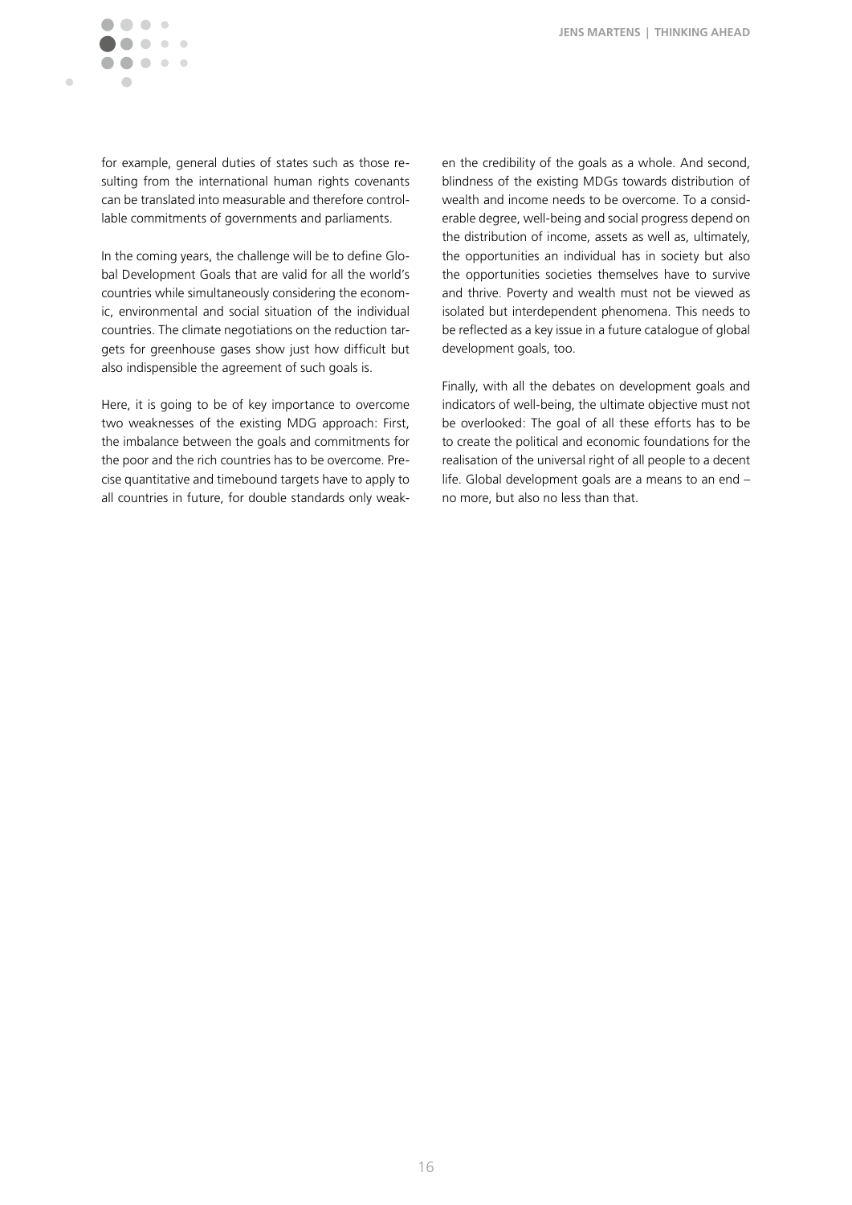for example, general duties of states such as those resulting from the international human rights covenants can be translated into measurable and therefore controllable commitments of governments and parliaments.

In the coming years, the challenge will be to define Global Development Goals that are valid for all the world's countries while simultaneously considering the economic, environmental and social situation of the individual countries. The climate negotiations on the reduction targets for greenhouse gases show just how difficult but also indispensible the agreement of such goals is.

Here, it is going to be of key importance to overcome two weaknesses of the existing MDG approach: First, the imbalance between the goals and commitments for the poor and the rich countries has to be overcome. Precise quantitative and timebound targets have to apply to all countries in future, for double standards only weaken the credibility of the goals as a whole. And second, blindness of the existing MDGs towards distribution of wealth and income needs to be overcome. To a considerable degree, well-being and social progress depend on the distribution of income, assets as well as, ultimately, the opportunities an individual has in society but also the opportunities societies themselves have to survive and thrive. Poverty and wealth must not be viewed as isolated but interdependent phenomena. This needs to be reflected as a key issue in a future catalogue of global development goals, too.

Finally, with all the debates on development goals and indicators of well-being, the ultimate objective must not be overlooked: The goal of all these efforts has to be to create the political and economic foundations for the realisation of the universal right of all people to a decent life. Global development goals are a means to an end – no more, but also no less than that.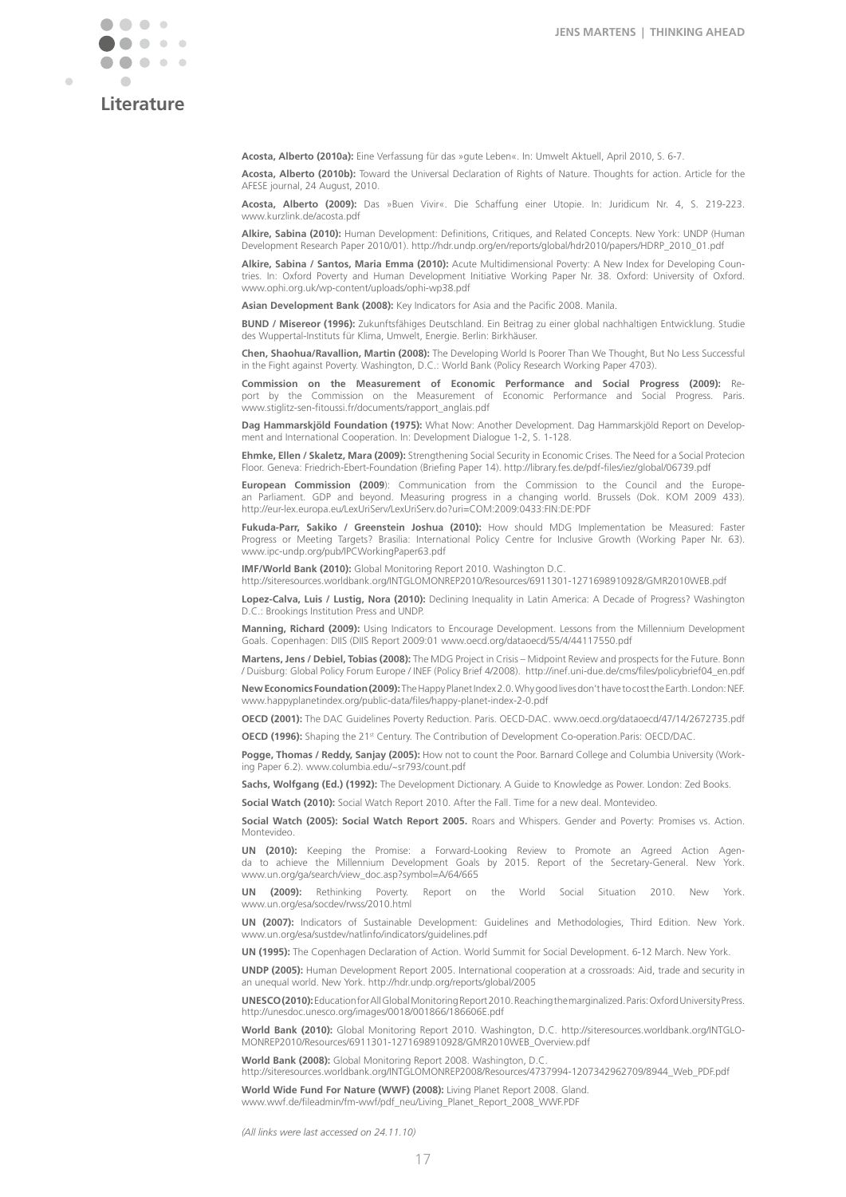# Literature

**Acosta, Alberto (2010a):** Eine Verfassung für das »gute Leben«. In: Umwelt Aktuell, April 2010, S. 6-7.

**Acosta, Alberto (2010b):** Toward the Universal Declaration of Rights of Nature. Thoughts for action. Article for the AFESE journal, 24 August, 2010.

**Acosta, Alberto (2009):** Das »Buen Vivir«. Die Schaffung einer Utopie. In: Juridicum Nr. 4, S. 219-223. www.kurzlink.de/acosta.pdf

**Alkire, Sabina (2010):** Human Development: Definitions, Critiques, and Related Concepts. New York: UNDP (Human Development Research Paper 2010/01). http://hdr.undp.org/en/reports/global/hdr2010/papers/HDRP_2010_01.pdf

**Alkire, Sabina / Santos, Maria Emma (2010):** Acute Multidimensional Poverty: A New Index for Developing Countries. In: Oxford Poverty and Human Development Initiative Working Paper Nr. 38. Oxford: University of Oxford. www.ophi.org.uk/wp-content/uploads/ophi-wp38.pdf

**Asian Development Bank (2008):** Key Indicators for Asia and the Pacific 2008. Manila.

**BUND / Misereor (1996):** Zukunftsfähiges Deutschland. Ein Beitrag zu einer global nachhaltigen Entwicklung. Studie des Wuppertal-Instituts für Klima, Umwelt, Energie. Berlin: Birkhäuser.

**Chen, Shaohua/Ravallion, Martin (2008):** The Developing World Is Poorer Than We Thought, But No Less Successful in the Fight against Poverty. Washington, D.C.: World Bank (Policy Research Working Paper 4703).

**Commission on the Measurement of Economic Performance and Social Progress (2009):** Report by the Commission on the Measurement of Economic Performance and Social Progress. Paris. www.stiglitz-sen-fitoussi.fr/documents/rapport_anglais.pdf

**Dag Hammarskjöld Foundation (1975):** What Now: Another Development. Dag Hammarskjöld Report on Development and International Cooperation. In: Development Dialogue 1-2, S. 1-128.

**Ehmke, Ellen / Skaletz, Mara (2009):** Strengthening Social Security in Economic Crises. The Need for a Social Protecion Floor. Geneva: Friedrich-Ebert-Foundation (Briefing Paper 14). http://library.fes.de/pdf-files/iez/global/06739.pdf

**European Commission (2009**): Communication from the Commission to the Council and the European Parliament. GDP and beyond. Measuring progress in a changing world. Brussels (Dok. KOM 2009 433). http://eur-lex.europa.eu/LexUriServ/LexUriServ.do?uri=COM:2009:0433:FIN:DE:PDF

**Fukuda-Parr, Sakiko / Greenstein Joshua (2010):** How should MDG Implementation be Measured: Faster Progress or Meeting Targets? Brasilia: International Policy Centre for Inclusive Growth (Working Paper Nr. 63). www.ipc-undp.org/pub/IPCWorkingPaper63.pdf

**IMF/World Bank (2010):** Global Monitoring Report 2010. Washington D.C. http://siteresources.worldbank.org/INTGLOMONREP2010/Resources/6911301-1271698910928/GMR2010WEB.pdf

**Lopez-Calva, Luis / Lustig, Nora (2010):** Declining Inequality in Latin America: A Decade of Progress? Washington D.C.: Brookings Institution Press and UNDP.

**Manning, Richard (2009):** Using Indicators to Encourage Development. Lessons from the Millennium Development Goals. Copenhagen: DIIS (DIIS Report 2009:01 www.oecd.org/dataoecd/55/4/44117550.pdf

**Martens, Jens / Debiel, Tobias (2008):** The MDG Project in Crisis – Midpoint Review and prospects for the Future. Bonn / Duisburg: Global Policy Forum Europe / INEF (Policy Brief 4/2008). http://inef.uni-due.de/cms/files/policybrief04_en.pdf

**New Economics Foundation (2009):** The Happy Planet Index 2.0. Why good lives don't have to cost the Earth. London: NEF. www.happyplanetindex.org/public-data/files/happy-planet-index-2-0.pdf

**OECD (2001):** The DAC Guidelines Poverty Reduction. Paris. OECD-DAC. www.oecd.org/dataoecd/47/14/2672735.pdf

**OECD (1996):** Shaping the 21st Century. The Contribution of Development Co-operation.Paris: OECD/DAC.

**Pogge, Thomas / Reddy, Sanjay (2005):** How not to count the Poor. Barnard College and Columbia University (Working Paper 6.2). www.columbia.edu/~sr793/count.pdf

**Sachs, Wolfgang (Ed.) (1992):** The Development Dictionary. A Guide to Knowledge as Power. London: Zed Books.

**Social Watch (2010):** Social Watch Report 2010. After the Fall. Time for a new deal. Montevideo.

**Social Watch (2005): Social Watch Report 2005.** Roars and Whispers. Gender and Poverty: Promises vs. Action. Montevideo.

**UN (2010):** Keeping the Promise: a Forward-Looking Review to Promote an Agreed Action Agenda to achieve the Millennium Development Goals by 2015. Report of the Secretary-General. New York. www.un.org/ga/search/view_doc.asp?symbol=A/64/665

**UN (2009):** Rethinking Poverty. Report on the World Social Situation 2010. New York. www.un.org/esa/socdev/rwss/2010.html

**UN (2007):** Indicators of Sustainable Development: Guidelines and Methodologies, Third Edition. New York. www.un.org/esa/sustdev/natlinfo/indicators/guidelines.pdf

**UN (1995):** The Copenhagen Declaration of Action. World Summit for Social Development. 6-12 March. New York.

**UNDP (2005):** Human Development Report 2005. International cooperation at a crossroads: Aid, trade and security in an unequal world. New York. http://hdr.undp.org/reports/global/2005

**UNESCO (2010):** Education for All Global Monitoring Report 2010. Reaching the marginalized. Paris: Oxford University Press. http://unesdoc.unesco.org/images/0018/001866/186606E.pdf

**World Bank (2010):** Global Monitoring Report 2010. Washington, D.C. http://siteresources.worldbank.org/INTGLOMONREP2010/Resources/6911301-1271698910928/GMR2010WEB_Overview.pdf

**World Bank (2008):** Global Monitoring Report 2008. Washington, D.C. http://siteresources.worldbank.org/INTGLOMONREP2008/Resources/4737994-1207342962709/8944_Web_PDF.pdf

**World Wide Fund For Nature (WWF) (2008):** Living Planet Report 2008. Gland. www.wwf.de/fileadmin/fm-wwf/pdf_neu/Living_Planet_Report_2008_WWF.PDF

*(All links were last accessed on 24.11.10)*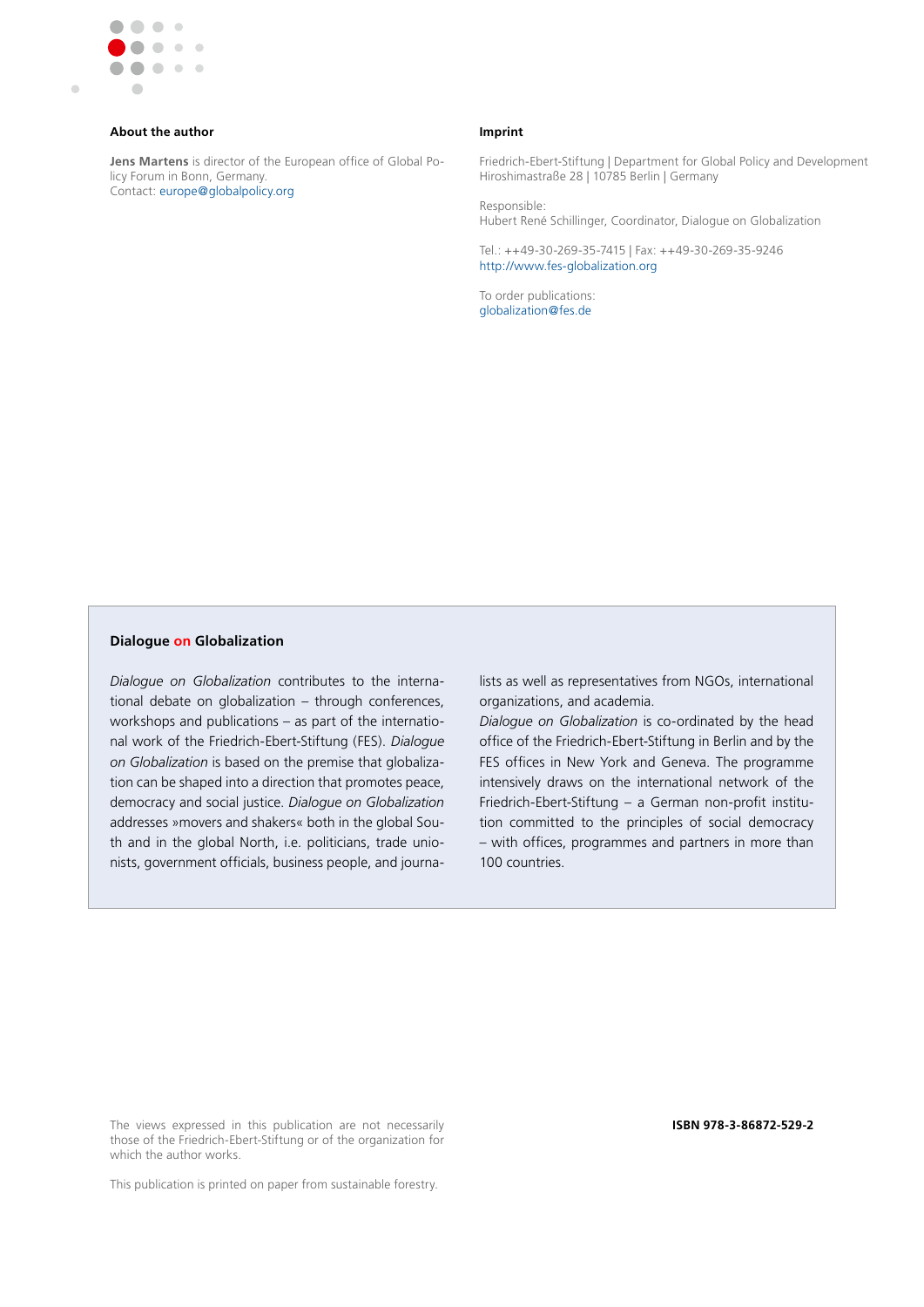### About the author

**Jens Martens** is director of the European office of Global Policy Forum in Bonn, Germany.
Contact: europe@globalpolicy.org

### Imprint

Friedrich-Ebert-Stiftung | Department for Global Policy and Development
Hiroshimastraße 28 | 10785 Berlin | Germany

Responsible:
Hubert René Schillinger, Coordinator, Dialogue on Globalization

Tel.: ++49-30-269-35-7415 | Fax: ++49-30-269-35-9246
http://www.fes-globalization.org

To order publications:
globalization@fes.de

### Dialogue on Globalization

*Dialogue on Globalization* contributes to the international debate on globalization – through conferences, workshops and publications – as part of the international work of the Friedrich-Ebert-Stiftung (FES). *Dialogue on Globalization* is based on the premise that globalization can be shaped into a direction that promotes peace, democracy and social justice. *Dialogue on Globalization* addresses »movers and shakers« both in the global South and in the global North, i.e. politicians, trade unionists, government officials, business people, and journalists as well as representatives from NGOs, international organizations, and academia.
*Dialogue on Globalization* is co-ordinated by the head office of the Friedrich-Ebert-Stiftung in Berlin and by the FES offices in New York and Geneva. The programme intensively draws on the international network of the Friedrich-Ebert-Stiftung – a German non-profit institution committed to the principles of social democracy – with offices, programmes and partners in more than 100 countries.

The views expressed in this publication are not necessarily those of the Friedrich-Ebert-Stiftung or of the organization for which the author works.

This publication is printed on paper from sustainable forestry.

**ISBN 978-3-86872-529-2**